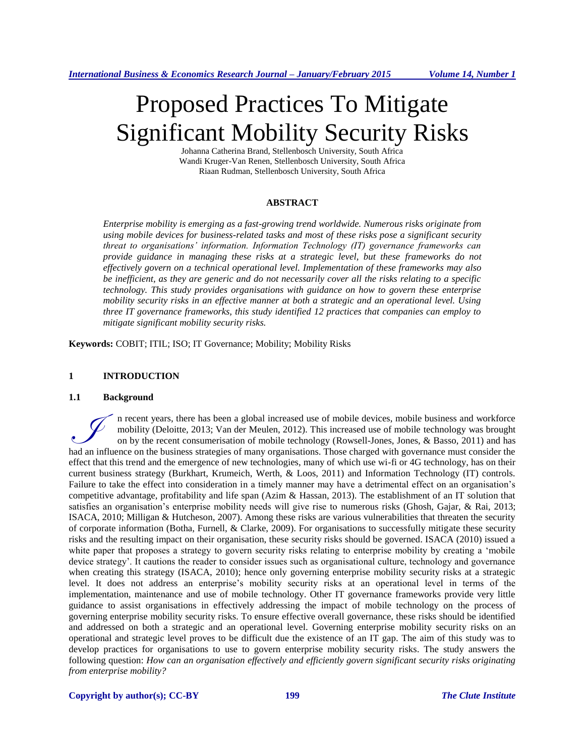# Proposed Practices To Mitigate Significant Mobility Security Risks

Johanna Catherina Brand, Stellenbosch University, South Africa
Wandi Kruger-Van Renen, Stellenbosch University, South Africa
Riaan Rudman, Stellenbosch University, South Africa

## ABSTRACT

*Enterprise mobility is emerging as a fast-growing trend worldwide. Numerous risks originate from using mobile devices for business-related tasks and most of these risks pose a significant security threat to organisations' information. Information Technology (IT) governance frameworks can provide guidance in managing these risks at a strategic level, but these frameworks do not effectively govern on a technical operational level. Implementation of these frameworks may also be inefficient, as they are generic and do not necessarily cover all the risks relating to a specific technology. This study provides organisations with guidance on how to govern these enterprise mobility security risks in an effective manner at both a strategic and an operational level. Using three IT governance frameworks, this study identified 12 practices that companies can employ to mitigate significant mobility security risks.*

**Keywords:** COBIT; ITIL; ISO; IT Governance; Mobility; Mobility Risks

## 1 INTRODUCTION

### 1.1 Background

In recent years, there has been a global increased use of mobile devices, mobile business and workforce mobility (Deloitte, 2013; Van der Meulen, 2012). This increased use of mobile technology was brought on by the recent consumerisation of mobile technology (Rowsell-Jones, Jones, & Basso, 2011) and has had an influence on the business strategies of many organisations. Those charged with governance must consider the effect that this trend and the emergence of new technologies, many of which use wi-fi or 4G technology, has on their current business strategy (Burkhart, Krumeich, Werth, & Loos, 2011) and Information Technology (IT) controls. Failure to take the effect into consideration in a timely manner may have a detrimental effect on an organisation's competitive advantage, profitability and life span (Azim & Hassan, 2013). The establishment of an IT solution that satisfies an organisation's enterprise mobility needs will give rise to numerous risks (Ghosh, Gajar, & Rai, 2013; ISACA, 2010; Milligan & Hutcheson, 2007). Among these risks are various vulnerabilities that threaten the security of corporate information (Botha, Furnell, & Clarke, 2009). For organisations to successfully mitigate these security risks and the resulting impact on their organisation, these security risks should be governed. ISACA (2010) issued a white paper that proposes a strategy to govern security risks relating to enterprise mobility by creating a 'mobile device strategy'. It cautions the reader to consider issues such as organisational culture, technology and governance when creating this strategy (ISACA, 2010); hence only governing enterprise mobility security risks at a strategic level. It does not address an enterprise's mobility security risks at an operational level in terms of the implementation, maintenance and use of mobile technology. Other IT governance frameworks provide very little guidance to assist organisations in effectively addressing the impact of mobile technology on the process of governing enterprise mobility security risks. To ensure effective overall governance, these risks should be identified and addressed on both a strategic and an operational level. Governing enterprise mobility security risks on an operational and strategic level proves to be difficult due the existence of an IT gap. The aim of this study was to develop practices for organisations to use to govern enterprise mobility security risks. The study answers the following question: *How can an organisation effectively and efficiently govern significant security risks originating from enterprise mobility?*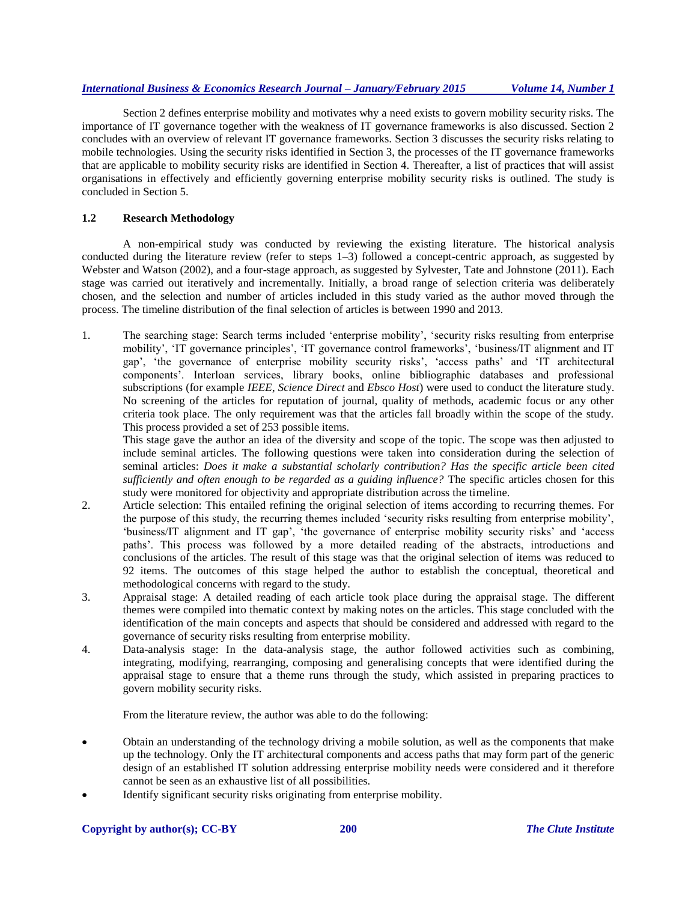Section 2 defines enterprise mobility and motivates why a need exists to govern mobility security risks. The importance of IT governance together with the weakness of IT governance frameworks is also discussed. Section 2 concludes with an overview of relevant IT governance frameworks. Section 3 discusses the security risks relating to mobile technologies. Using the security risks identified in Section 3, the processes of the IT governance frameworks that are applicable to mobility security risks are identified in Section 4. Thereafter, a list of practices that will assist organisations in effectively and efficiently governing enterprise mobility security risks is outlined. The study is concluded in Section 5.

### 1.2 Research Methodology

A non-empirical study was conducted by reviewing the existing literature. The historical analysis conducted during the literature review (refer to steps 1–3) followed a concept-centric approach, as suggested by Webster and Watson (2002), and a four-stage approach, as suggested by Sylvester, Tate and Johnstone (2011). Each stage was carried out iteratively and incrementally. Initially, a broad range of selection criteria was deliberately chosen, and the selection and number of articles included in this study varied as the author moved through the process. The timeline distribution of the final selection of articles is between 1990 and 2013.

1. The searching stage: Search terms included 'enterprise mobility', 'security risks resulting from enterprise mobility', 'IT governance principles', 'IT governance control frameworks', 'business/IT alignment and IT gap', 'the governance of enterprise mobility security risks', 'access paths' and 'IT architectural components'. Interloan services, library books, online bibliographic databases and professional subscriptions (for example *IEEE*, *Science Direct* and *Ebsco Host*) were used to conduct the literature study. No screening of the articles for reputation of journal, quality of methods, academic focus or any other criteria took place. The only requirement was that the articles fall broadly within the scope of the study. This process provided a set of 253 possible items.

   This stage gave the author an idea of the diversity and scope of the topic. The scope was then adjusted to include seminal articles. The following questions were taken into consideration during the selection of seminal articles: *Does it make a substantial scholarly contribution? Has the specific article been cited sufficiently and often enough to be regarded as a guiding influence?* The specific articles chosen for this study were monitored for objectivity and appropriate distribution across the timeline.
2. Article selection: This entailed refining the original selection of items according to recurring themes. For the purpose of this study, the recurring themes included 'security risks resulting from enterprise mobility', 'business/IT alignment and IT gap', 'the governance of enterprise mobility security risks' and 'access paths'. This process was followed by a more detailed reading of the abstracts, introductions and conclusions of the articles. The result of this stage was that the original selection of items was reduced to 92 items. The outcomes of this stage helped the author to establish the conceptual, theoretical and methodological concerns with regard to the study.
3. Appraisal stage: A detailed reading of each article took place during the appraisal stage. The different themes were compiled into thematic context by making notes on the articles. This stage concluded with the identification of the main concepts and aspects that should be considered and addressed with regard to the governance of security risks resulting from enterprise mobility.
4. Data-analysis stage: In the data-analysis stage, the author followed activities such as combining, integrating, modifying, rearranging, composing and generalising concepts that were identified during the appraisal stage to ensure that a theme runs through the study, which assisted in preparing practices to govern mobility security risks.

From the literature review, the author was able to do the following:

- Obtain an understanding of the technology driving a mobile solution, as well as the components that make up the technology. Only the IT architectural components and access paths that may form part of the generic design of an established IT solution addressing enterprise mobility needs were considered and it therefore cannot be seen as an exhaustive list of all possibilities.
- Identify significant security risks originating from enterprise mobility.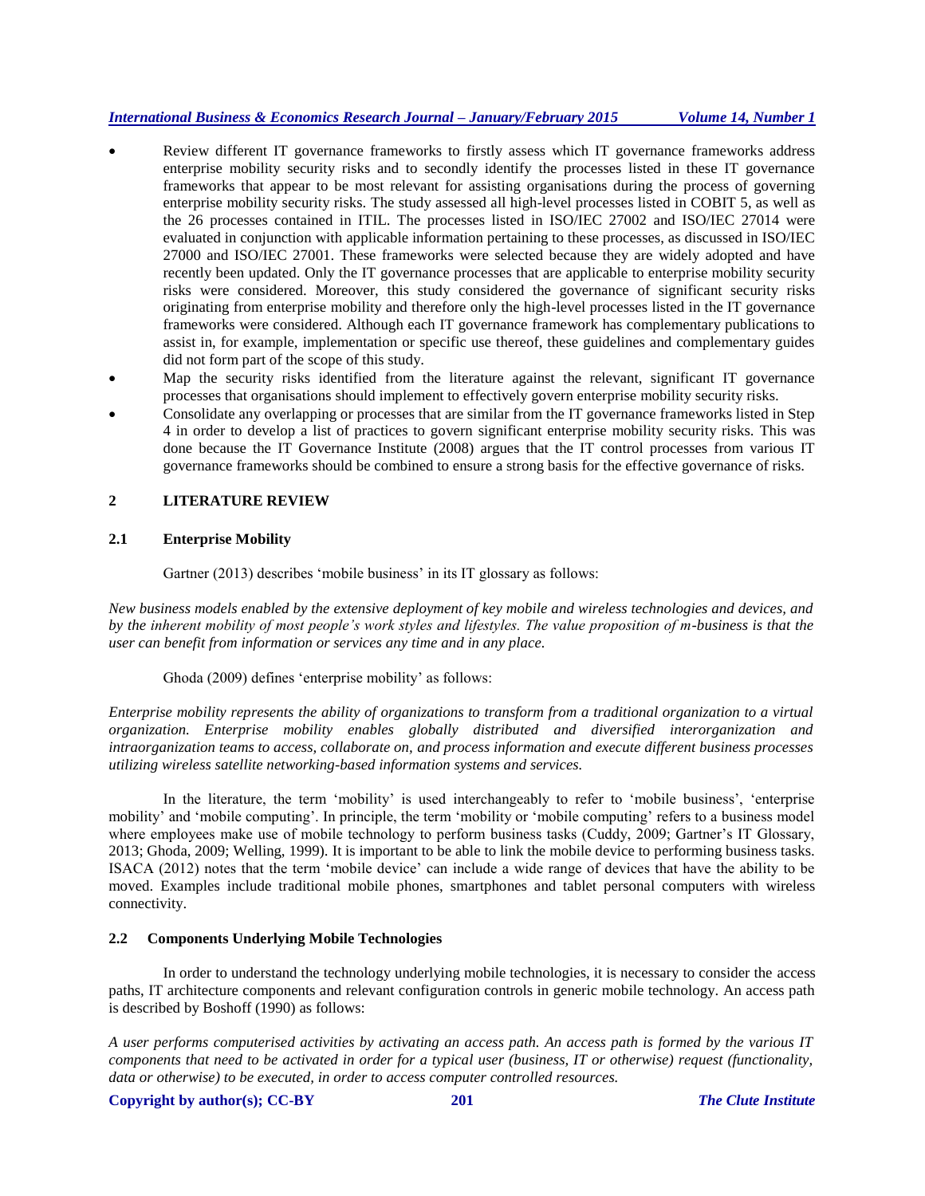- Review different IT governance frameworks to firstly assess which IT governance frameworks address enterprise mobility security risks and to secondly identify the processes listed in these IT governance frameworks that appear to be most relevant for assisting organisations during the process of governing enterprise mobility security risks. The study assessed all high-level processes listed in COBIT 5, as well as the 26 processes contained in ITIL. The processes listed in ISO/IEC 27002 and ISO/IEC 27014 were evaluated in conjunction with applicable information pertaining to these processes, as discussed in ISO/IEC 27000 and ISO/IEC 27001. These frameworks were selected because they are widely adopted and have recently been updated. Only the IT governance processes that are applicable to enterprise mobility security risks were considered. Moreover, this study considered the governance of significant security risks originating from enterprise mobility and therefore only the high-level processes listed in the IT governance frameworks were considered. Although each IT governance framework has complementary publications to assist in, for example, implementation or specific use thereof, these guidelines and complementary guides did not form part of the scope of this study.
- Map the security risks identified from the literature against the relevant, significant IT governance processes that organisations should implement to effectively govern enterprise mobility security risks.
- Consolidate any overlapping or processes that are similar from the IT governance frameworks listed in Step 4 in order to develop a list of practices to govern significant enterprise mobility security risks. This was done because the IT Governance Institute (2008) argues that the IT control processes from various IT governance frameworks should be combined to ensure a strong basis for the effective governance of risks.

## 2 LITERATURE REVIEW

### 2.1 Enterprise Mobility

Gartner (2013) describes 'mobile business' in its IT glossary as follows:

*New business models enabled by the extensive deployment of key mobile and wireless technologies and devices, and by the inherent mobility of most people's work styles and lifestyles. The value proposition of m-business is that the user can benefit from information or services any time and in any place.*

Ghoda (2009) defines 'enterprise mobility' as follows:

*Enterprise mobility represents the ability of organizations to transform from a traditional organization to a virtual organization. Enterprise mobility enables globally distributed and diversified interorganization and intraorganization teams to access, collaborate on, and process information and execute different business processes utilizing wireless satellite networking-based information systems and services.*

In the literature, the term 'mobility' is used interchangeably to refer to 'mobile business', 'enterprise mobility' and 'mobile computing'. In principle, the term 'mobility or 'mobile computing' refers to a business model where employees make use of mobile technology to perform business tasks (Cuddy, 2009; Gartner's IT Glossary, 2013; Ghoda, 2009; Welling, 1999). It is important to be able to link the mobile device to performing business tasks. ISACA (2012) notes that the term 'mobile device' can include a wide range of devices that have the ability to be moved. Examples include traditional mobile phones, smartphones and tablet personal computers with wireless connectivity.

### 2.2 Components Underlying Mobile Technologies

In order to understand the technology underlying mobile technologies, it is necessary to consider the access paths, IT architecture components and relevant configuration controls in generic mobile technology. An access path is described by Boshoff (1990) as follows:

*A user performs computerised activities by activating an access path. An access path is formed by the various IT components that need to be activated in order for a typical user (business, IT or otherwise) request (functionality, data or otherwise) to be executed, in order to access computer controlled resources.*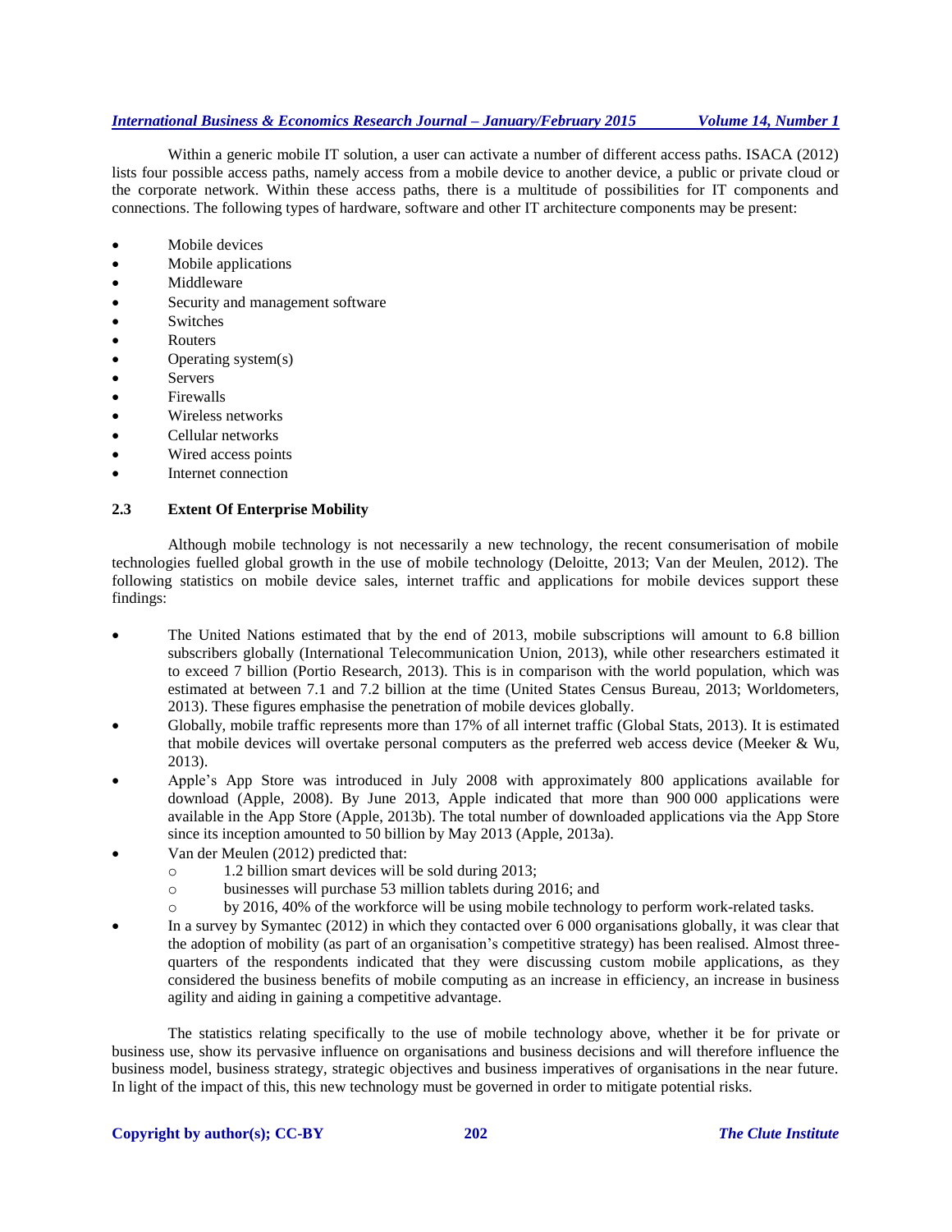Within a generic mobile IT solution, a user can activate a number of different access paths. ISACA (2012) lists four possible access paths, namely access from a mobile device to another device, a public or private cloud or the corporate network. Within these access paths, there is a multitude of possibilities for IT components and connections. The following types of hardware, software and other IT architecture components may be present:

- Mobile devices
- Mobile applications
- Middleware
- Security and management software
- Switches
- Routers
- Operating system(s)
- Servers
- Firewalls
- Wireless networks
- Cellular networks
- Wired access points
- Internet connection

### 2.3 Extent Of Enterprise Mobility

Although mobile technology is not necessarily a new technology, the recent consumerisation of mobile technologies fuelled global growth in the use of mobile technology (Deloitte, 2013; Van der Meulen, 2012). The following statistics on mobile device sales, internet traffic and applications for mobile devices support these findings:

- The United Nations estimated that by the end of 2013, mobile subscriptions will amount to 6.8 billion subscribers globally (International Telecommunication Union, 2013), while other researchers estimated it to exceed 7 billion (Portio Research, 2013). This is in comparison with the world population, which was estimated at between 7.1 and 7.2 billion at the time (United States Census Bureau, 2013; Worldometers, 2013). These figures emphasise the penetration of mobile devices globally.
- Globally, mobile traffic represents more than 17% of all internet traffic (Global Stats, 2013). It is estimated that mobile devices will overtake personal computers as the preferred web access device (Meeker & Wu, 2013).
- Apple's App Store was introduced in July 2008 with approximately 800 applications available for download (Apple, 2008). By June 2013, Apple indicated that more than 900 000 applications were available in the App Store (Apple, 2013b). The total number of downloaded applications via the App Store since its inception amounted to 50 billion by May 2013 (Apple, 2013a).
- Van der Meulen (2012) predicted that:
  - 1.2 billion smart devices will be sold during 2013;
  - businesses will purchase 53 million tablets during 2016; and
  - by 2016, 40% of the workforce will be using mobile technology to perform work-related tasks.
- In a survey by Symantec (2012) in which they contacted over 6 000 organisations globally, it was clear that the adoption of mobility (as part of an organisation's competitive strategy) has been realised. Almost three-quarters of the respondents indicated that they were discussing custom mobile applications, as they considered the business benefits of mobile computing as an increase in efficiency, an increase in business agility and aiding in gaining a competitive advantage.

The statistics relating specifically to the use of mobile technology above, whether it be for private or business use, show its pervasive influence on organisations and business decisions and will therefore influence the business model, business strategy, strategic objectives and business imperatives of organisations in the near future. In light of the impact of this, this new technology must be governed in order to mitigate potential risks.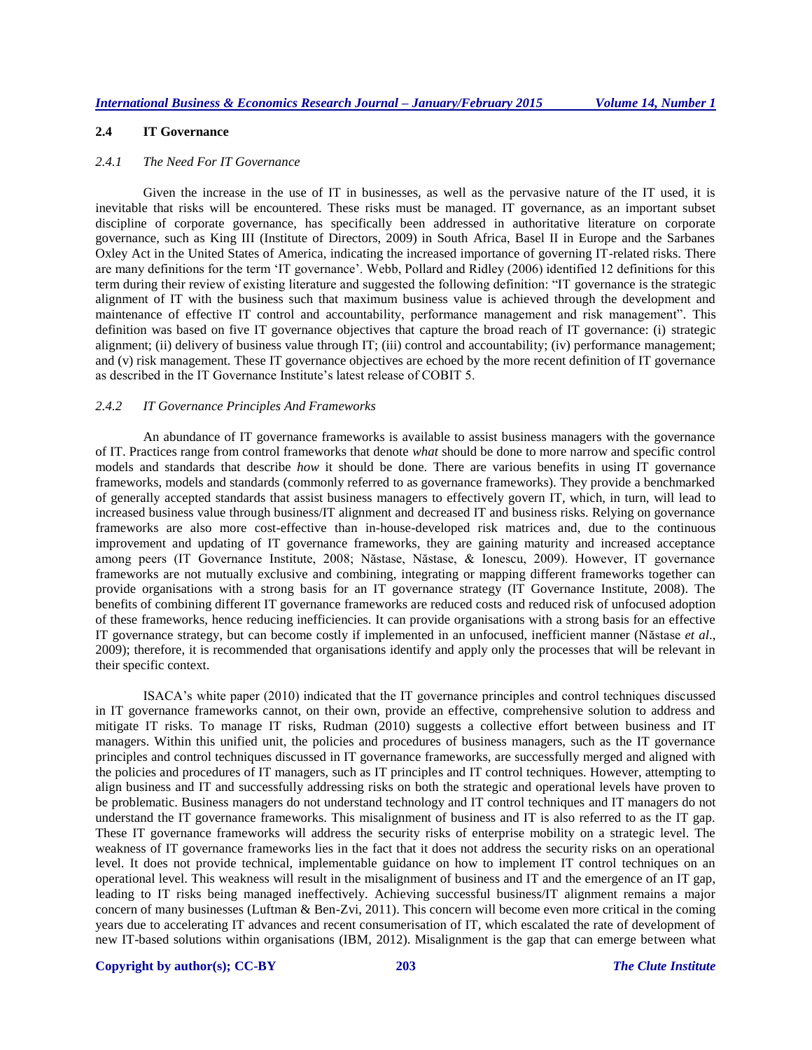## 2.4 IT Governance

### *2.4.1 The Need For IT Governance*

Given the increase in the use of IT in businesses, as well as the pervasive nature of the IT used, it is inevitable that risks will be encountered. These risks must be managed. IT governance, as an important subset discipline of corporate governance, has specifically been addressed in authoritative literature on corporate governance, such as King III (Institute of Directors, 2009) in South Africa, Basel II in Europe and the Sarbanes Oxley Act in the United States of America, indicating the increased importance of governing IT-related risks. There are many definitions for the term 'IT governance'. Webb, Pollard and Ridley (2006) identified 12 definitions for this term during their review of existing literature and suggested the following definition: "IT governance is the strategic alignment of IT with the business such that maximum business value is achieved through the development and maintenance of effective IT control and accountability, performance management and risk management". This definition was based on five IT governance objectives that capture the broad reach of IT governance: (i) strategic alignment; (ii) delivery of business value through IT; (iii) control and accountability; (iv) performance management; and (v) risk management. These IT governance objectives are echoed by the more recent definition of IT governance as described in the IT Governance Institute's latest release of COBIT 5.

### *2.4.2 IT Governance Principles And Frameworks*

An abundance of IT governance frameworks is available to assist business managers with the governance of IT. Practices range from control frameworks that denote *what* should be done to more narrow and specific control models and standards that describe *how* it should be done. There are various benefits in using IT governance frameworks, models and standards (commonly referred to as governance frameworks). They provide a benchmarked of generally accepted standards that assist business managers to effectively govern IT, which, in turn, will lead to increased business value through business/IT alignment and decreased IT and business risks. Relying on governance frameworks are also more cost-effective than in-house-developed risk matrices and, due to the continuous improvement and updating of IT governance frameworks, they are gaining maturity and increased acceptance among peers (IT Governance Institute, 2008; Năstase, Năstase, & Ionescu, 2009). However, IT governance frameworks are not mutually exclusive and combining, integrating or mapping different frameworks together can provide organisations with a strong basis for an IT governance strategy (IT Governance Institute, 2008). The benefits of combining different IT governance frameworks are reduced costs and reduced risk of unfocused adoption of these frameworks, hence reducing inefficiencies. It can provide organisations with a strong basis for an effective IT governance strategy, but can become costly if implemented in an unfocused, inefficient manner (Năstase *et al*., 2009); therefore, it is recommended that organisations identify and apply only the processes that will be relevant in their specific context.

ISACA's white paper (2010) indicated that the IT governance principles and control techniques discussed in IT governance frameworks cannot, on their own, provide an effective, comprehensive solution to address and mitigate IT risks. To manage IT risks, Rudman (2010) suggests a collective effort between business and IT managers. Within this unified unit, the policies and procedures of business managers, such as the IT governance principles and control techniques discussed in IT governance frameworks, are successfully merged and aligned with the policies and procedures of IT managers, such as IT principles and IT control techniques. However, attempting to align business and IT and successfully addressing risks on both the strategic and operational levels have proven to be problematic. Business managers do not understand technology and IT control techniques and IT managers do not understand the IT governance frameworks. This misalignment of business and IT is also referred to as the IT gap. These IT governance frameworks will address the security risks of enterprise mobility on a strategic level. The weakness of IT governance frameworks lies in the fact that it does not address the security risks on an operational level. It does not provide technical, implementable guidance on how to implement IT control techniques on an operational level. This weakness will result in the misalignment of business and IT and the emergence of an IT gap, leading to IT risks being managed ineffectively. Achieving successful business/IT alignment remains a major concern of many businesses (Luftman & Ben-Zvi, 2011). This concern will become even more critical in the coming years due to accelerating IT advances and recent consumerisation of IT, which escalated the rate of development of new IT-based solutions within organisations (IBM, 2012). Misalignment is the gap that can emerge between what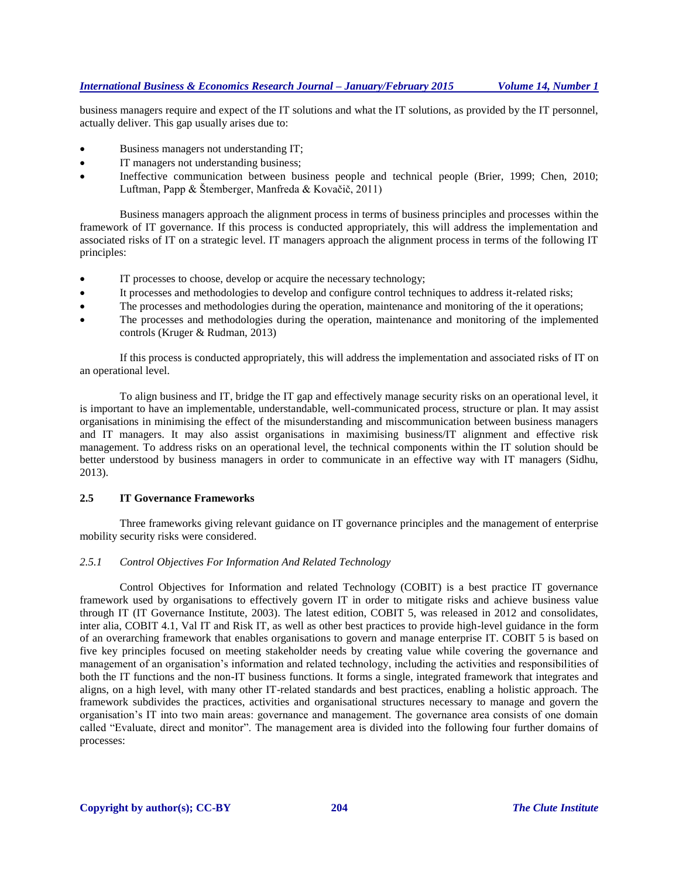business managers require and expect of the IT solutions and what the IT solutions, as provided by the IT personnel, actually deliver. This gap usually arises due to:

- Business managers not understanding IT;
- IT managers not understanding business;
- Ineffective communication between business people and technical people (Brier, 1999; Chen, 2010; Luftman, Papp & Štemberger, Manfreda & Kovačič, 2011)

Business managers approach the alignment process in terms of business principles and processes within the framework of IT governance. If this process is conducted appropriately, this will address the implementation and associated risks of IT on a strategic level. IT managers approach the alignment process in terms of the following IT principles:

- IT processes to choose, develop or acquire the necessary technology;
- It processes and methodologies to develop and configure control techniques to address it-related risks;
- The processes and methodologies during the operation, maintenance and monitoring of the it operations;
- The processes and methodologies during the operation, maintenance and monitoring of the implemented controls (Kruger & Rudman, 2013)

If this process is conducted appropriately, this will address the implementation and associated risks of IT on an operational level.

To align business and IT, bridge the IT gap and effectively manage security risks on an operational level, it is important to have an implementable, understandable, well-communicated process, structure or plan. It may assist organisations in minimising the effect of the misunderstanding and miscommunication between business managers and IT managers. It may also assist organisations in maximising business/IT alignment and effective risk management. To address risks on an operational level, the technical components within the IT solution should be better understood by business managers in order to communicate in an effective way with IT managers (Sidhu, 2013).

## 2.5 IT Governance Frameworks

Three frameworks giving relevant guidance on IT governance principles and the management of enterprise mobility security risks were considered.

### *2.5.1 Control Objectives For Information And Related Technology*

Control Objectives for Information and related Technology (COBIT) is a best practice IT governance framework used by organisations to effectively govern IT in order to mitigate risks and achieve business value through IT (IT Governance Institute, 2003). The latest edition, COBIT 5, was released in 2012 and consolidates, inter alia, COBIT 4.1, Val IT and Risk IT, as well as other best practices to provide high-level guidance in the form of an overarching framework that enables organisations to govern and manage enterprise IT. COBIT 5 is based on five key principles focused on meeting stakeholder needs by creating value while covering the governance and management of an organisation's information and related technology, including the activities and responsibilities of both the IT functions and the non-IT business functions. It forms a single, integrated framework that integrates and aligns, on a high level, with many other IT-related standards and best practices, enabling a holistic approach. The framework subdivides the practices, activities and organisational structures necessary to manage and govern the organisation's IT into two main areas: governance and management. The governance area consists of one domain called "Evaluate, direct and monitor". The management area is divided into the following four further domains of processes: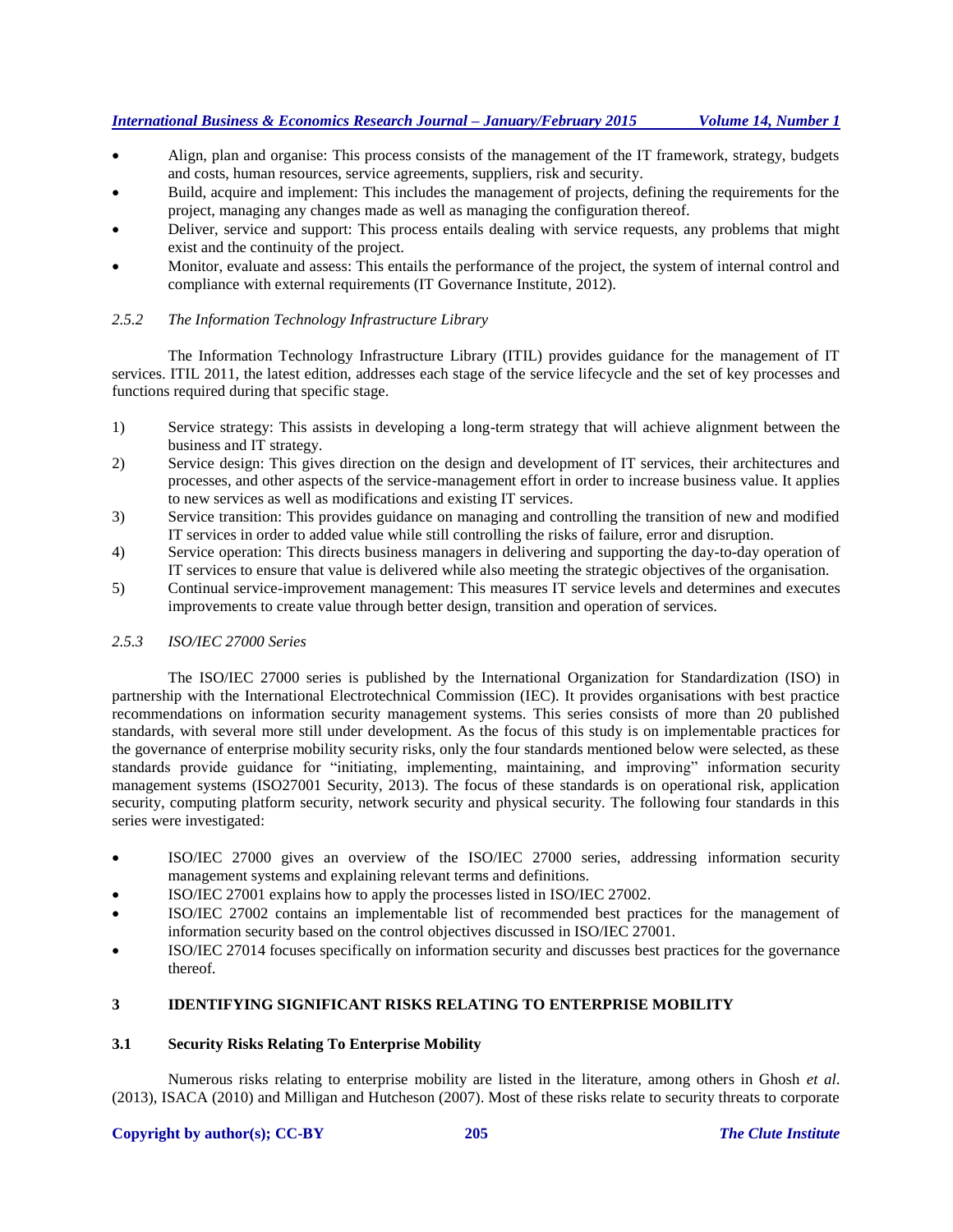- Align, plan and organise: This process consists of the management of the IT framework, strategy, budgets and costs, human resources, service agreements, suppliers, risk and security.
- Build, acquire and implement: This includes the management of projects, defining the requirements for the project, managing any changes made as well as managing the configuration thereof.
- Deliver, service and support: This process entails dealing with service requests, any problems that might exist and the continuity of the project.
- Monitor, evaluate and assess: This entails the performance of the project, the system of internal control and compliance with external requirements (IT Governance Institute, 2012).

### *2.5.2 The Information Technology Infrastructure Library*

The Information Technology Infrastructure Library (ITIL) provides guidance for the management of IT services. ITIL 2011, the latest edition, addresses each stage of the service lifecycle and the set of key processes and functions required during that specific stage.

1) Service strategy: This assists in developing a long-term strategy that will achieve alignment between the business and IT strategy.
2) Service design: This gives direction on the design and development of IT services, their architectures and processes, and other aspects of the service-management effort in order to increase business value. It applies to new services as well as modifications and existing IT services.
3) Service transition: This provides guidance on managing and controlling the transition of new and modified IT services in order to added value while still controlling the risks of failure, error and disruption.
4) Service operation: This directs business managers in delivering and supporting the day-to-day operation of IT services to ensure that value is delivered while also meeting the strategic objectives of the organisation.
5) Continual service-improvement management: This measures IT service levels and determines and executes improvements to create value through better design, transition and operation of services.

### *2.5.3 ISO/IEC 27000 Series*

The ISO/IEC 27000 series is published by the International Organization for Standardization (ISO) in partnership with the International Electrotechnical Commission (IEC). It provides organisations with best practice recommendations on information security management systems. This series consists of more than 20 published standards, with several more still under development. As the focus of this study is on implementable practices for the governance of enterprise mobility security risks, only the four standards mentioned below were selected, as these standards provide guidance for "initiating, implementing, maintaining, and improving" information security management systems (ISO27001 Security, 2013). The focus of these standards is on operational risk, application security, computing platform security, network security and physical security. The following four standards in this series were investigated:

- ISO/IEC 27000 gives an overview of the ISO/IEC 27000 series, addressing information security management systems and explaining relevant terms and definitions.
- ISO/IEC 27001 explains how to apply the processes listed in ISO/IEC 27002.
- ISO/IEC 27002 contains an implementable list of recommended best practices for the management of information security based on the control objectives discussed in ISO/IEC 27001.
- ISO/IEC 27014 focuses specifically on information security and discusses best practices for the governance thereof.

## 3 IDENTIFYING SIGNIFICANT RISKS RELATING TO ENTERPRISE MOBILITY

### 3.1 Security Risks Relating To Enterprise Mobility

Numerous risks relating to enterprise mobility are listed in the literature, among others in Ghosh *et al*. (2013), ISACA (2010) and Milligan and Hutcheson (2007). Most of these risks relate to security threats to corporate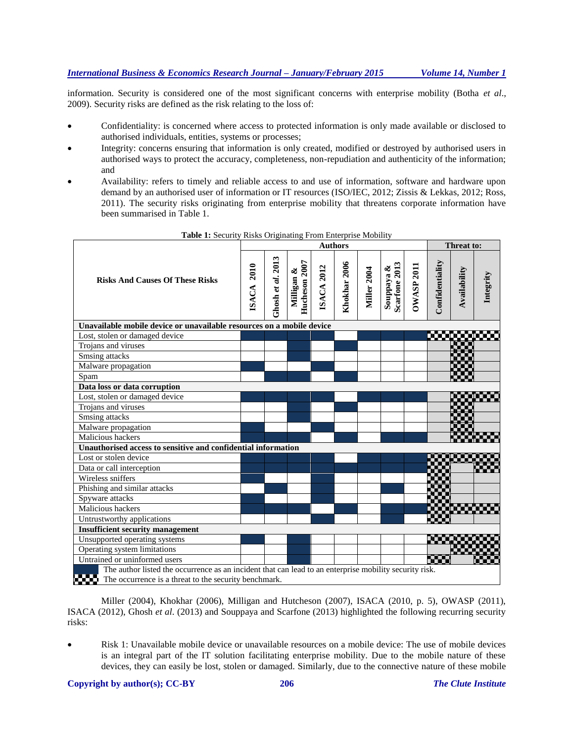information. Security is considered one of the most significant concerns with enterprise mobility (Botha *et al*., 2009). Security risks are defined as the risk relating to the loss of:

- Confidentiality: is concerned where access to protected information is only made available or disclosed to authorised individuals, entities, systems or processes;
- Integrity: concerns ensuring that information is only created, modified or destroyed by authorised users in authorised ways to protect the accuracy, completeness, non-repudiation and authenticity of the information; and
- Availability: refers to timely and reliable access to and use of information, software and hardware upon demand by an authorised user of information or IT resources (ISO/IEC, 2012; Zissis & Lekkas, 2012; Ross, 2011). The security risks originating from enterprise mobility that threatens corporate information have been summarised in Table 1.

**Table 1:** Security Risks Originating From Enterprise Mobility

| Risks And Causes Of These Risks | Authors | | | | | | | | Threat to: | | |
|---|---|---|---|---|---|---|---|---|---|---|---|
| | ISACA 2010 | Ghosh *et al*. 2013 | Milligan & Hucheson 2007 | ISACA 2012 | Khokhar 2006 | Miller 2004 | Souppaya & Scarfone 2013 | OWASP 2011 | Confidentiality | Availability | Integrity |
| **Unavailable mobile device or unavailable resources on a mobile device** | | | | | | | | | | | |
| Lost, stolen or damaged device | ■ | ■ | ■ | ■ | | ■ | ■ | ■ | ▦ | ▦ | ▦ |
| Trojans and viruses | | | ■ | | ■ | | | | | ▦ | |
| Smsing attacks | | | ■ | | | | | | | ▦ | |
| Malware propagation | ■ | | | ■ | | | | | | ▦ | |
| Spam | | ■ | ■ | | ■ | | | | | ▦ | |
| **Data loss or data corruption** | | | | | | | | | | | |
| Lost, stolen or damaged device | ■ | ■ | ■ | ■ | | ■ | ■ | ■ | | ▦ | ▦ |
| Trojans and viruses | | | ■ | | ■ | | | | | ▦ | |
| Smsing attacks | | | ■ | | | | | | | ▦ | |
| Malware propagation | ■ | | | ■ | | | | | | ▦ | |
| Malicious hackers | ■ | ■ | ■ | | ■ | | ■ | ■ | | ▦ | ▦ |
| **Unauthorised access to sensitive and confidential information** | | | | | | | | | | | |
| Lost or stolen device | ■ | ■ | ■ | ■ | | ■ | ■ | ■ | ▦ | ▦ | ▦ |
| Data or call interception | ■ | ■ | ■ | ■ | ■ | ■ | ■ | ■ | ▦ | | ▦ |
| Wireless sniffers | ■ | | | ■ | | | | | ▦ | | |
| Phishing and similar attacks | | ■ | | ■ | | | ■ | | ▦ | | |
| Spyware attacks | ■ | | | ■ | | | | | ▦ | | |
| Malicious hackers | ■ | ■ | ■ | | ■ | | ■ | ■ | ▦ | ▦ | ▦ |
| Untrustworthy applications | | | | ■ | | | ■ | | ▦ | | |
| **Insufficient security management** | | | | | | | | | | | |
| Unsupported operating systems | ■ | | ■ | | | | | | ▦ | ▦ | ▦ |
| Operating system limitations | | | ■ | | | | | | | ▦ | ▦ |
| Untrained or uninformed users | | | ■ | | | | | | ▦ | | ▦ |

■ The author listed the occurrence as an incident that can lead to an enterprise mobility security risk.
▦ The occurrence is a threat to the security benchmark.

Miller (2004), Khokhar (2006), Milligan and Hutcheson (2007), ISACA (2010, p. 5), OWASP (2011), ISACA (2012), Ghosh *et al*. (2013) and Souppaya and Scarfone (2013) highlighted the following recurring security risks:

- Risk 1: Unavailable mobile device or unavailable resources on a mobile device: The use of mobile devices is an integral part of the IT solution facilitating enterprise mobility. Due to the mobile nature of these devices, they can easily be lost, stolen or damaged. Similarly, due to the connective nature of these mobile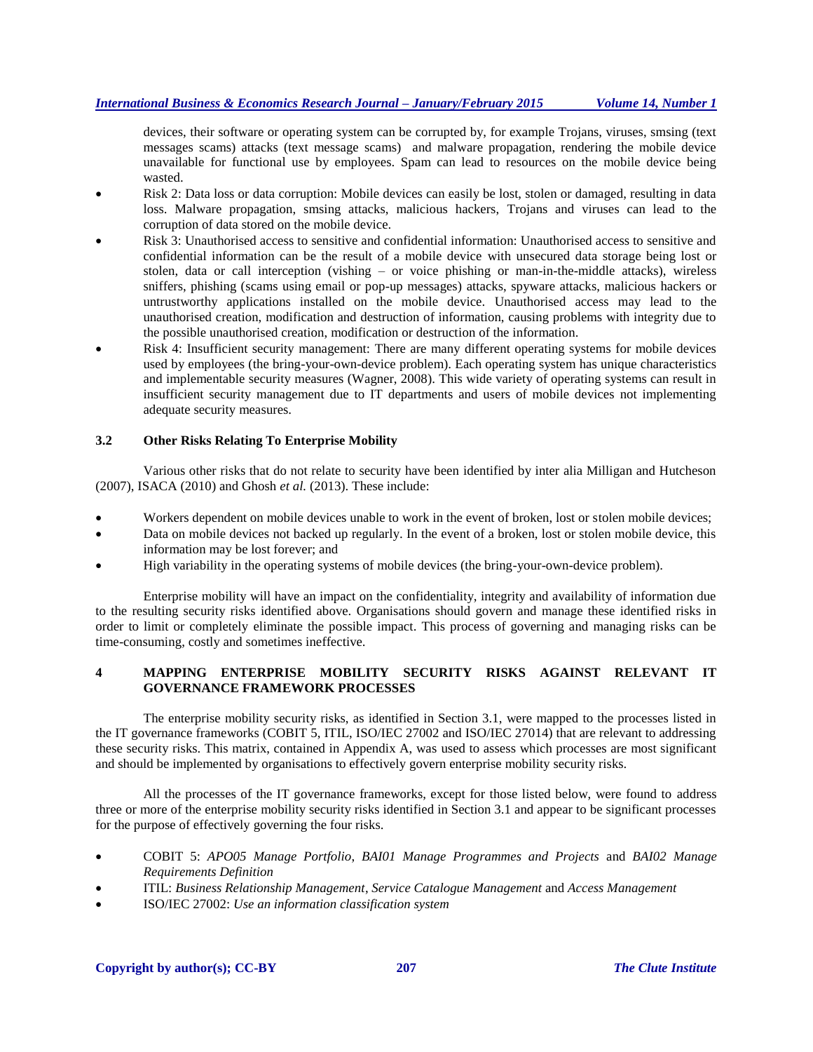devices, their software or operating system can be corrupted by, for example Trojans, viruses, smsing (text messages scams) attacks (text message scams) and malware propagation, rendering the mobile device unavailable for functional use by employees. Spam can lead to resources on the mobile device being wasted.

- Risk 2: Data loss or data corruption: Mobile devices can easily be lost, stolen or damaged, resulting in data loss. Malware propagation, smsing attacks, malicious hackers, Trojans and viruses can lead to the corruption of data stored on the mobile device.
- Risk 3: Unauthorised access to sensitive and confidential information: Unauthorised access to sensitive and confidential information can be the result of a mobile device with unsecured data storage being lost or stolen, data or call interception (vishing – or voice phishing or man-in-the-middle attacks), wireless sniffers, phishing (scams using email or pop-up messages) attacks, spyware attacks, malicious hackers or untrustworthy applications installed on the mobile device. Unauthorised access may lead to the unauthorised creation, modification and destruction of information, causing problems with integrity due to the possible unauthorised creation, modification or destruction of the information.
- Risk 4: Insufficient security management: There are many different operating systems for mobile devices used by employees (the bring-your-own-device problem). Each operating system has unique characteristics and implementable security measures (Wagner, 2008). This wide variety of operating systems can result in insufficient security management due to IT departments and users of mobile devices not implementing adequate security measures.

### 3.2 Other Risks Relating To Enterprise Mobility

Various other risks that do not relate to security have been identified by inter alia Milligan and Hutcheson (2007), ISACA (2010) and Ghosh *et al.* (2013). These include:

- Workers dependent on mobile devices unable to work in the event of broken, lost or stolen mobile devices;
- Data on mobile devices not backed up regularly. In the event of a broken, lost or stolen mobile device, this information may be lost forever; and
- High variability in the operating systems of mobile devices (the bring-your-own-device problem).

Enterprise mobility will have an impact on the confidentiality, integrity and availability of information due to the resulting security risks identified above. Organisations should govern and manage these identified risks in order to limit or completely eliminate the possible impact. This process of governing and managing risks can be time-consuming, costly and sometimes ineffective.

## 4 MAPPING ENTERPRISE MOBILITY SECURITY RISKS AGAINST RELEVANT IT GOVERNANCE FRAMEWORK PROCESSES

The enterprise mobility security risks, as identified in Section 3.1, were mapped to the processes listed in the IT governance frameworks (COBIT 5, ITIL, ISO/IEC 27002 and ISO/IEC 27014) that are relevant to addressing these security risks. This matrix, contained in Appendix A, was used to assess which processes are most significant and should be implemented by organisations to effectively govern enterprise mobility security risks.

All the processes of the IT governance frameworks, except for those listed below, were found to address three or more of the enterprise mobility security risks identified in Section 3.1 and appear to be significant processes for the purpose of effectively governing the four risks.

- COBIT 5: *APO05 Manage Portfolio*, *BAI01 Manage Programmes and Projects* and *BAI02 Manage Requirements Definition*
- ITIL: *Business Relationship Management*, *Service Catalogue Management* and *Access Management*
- ISO/IEC 27002: *Use an information classification system*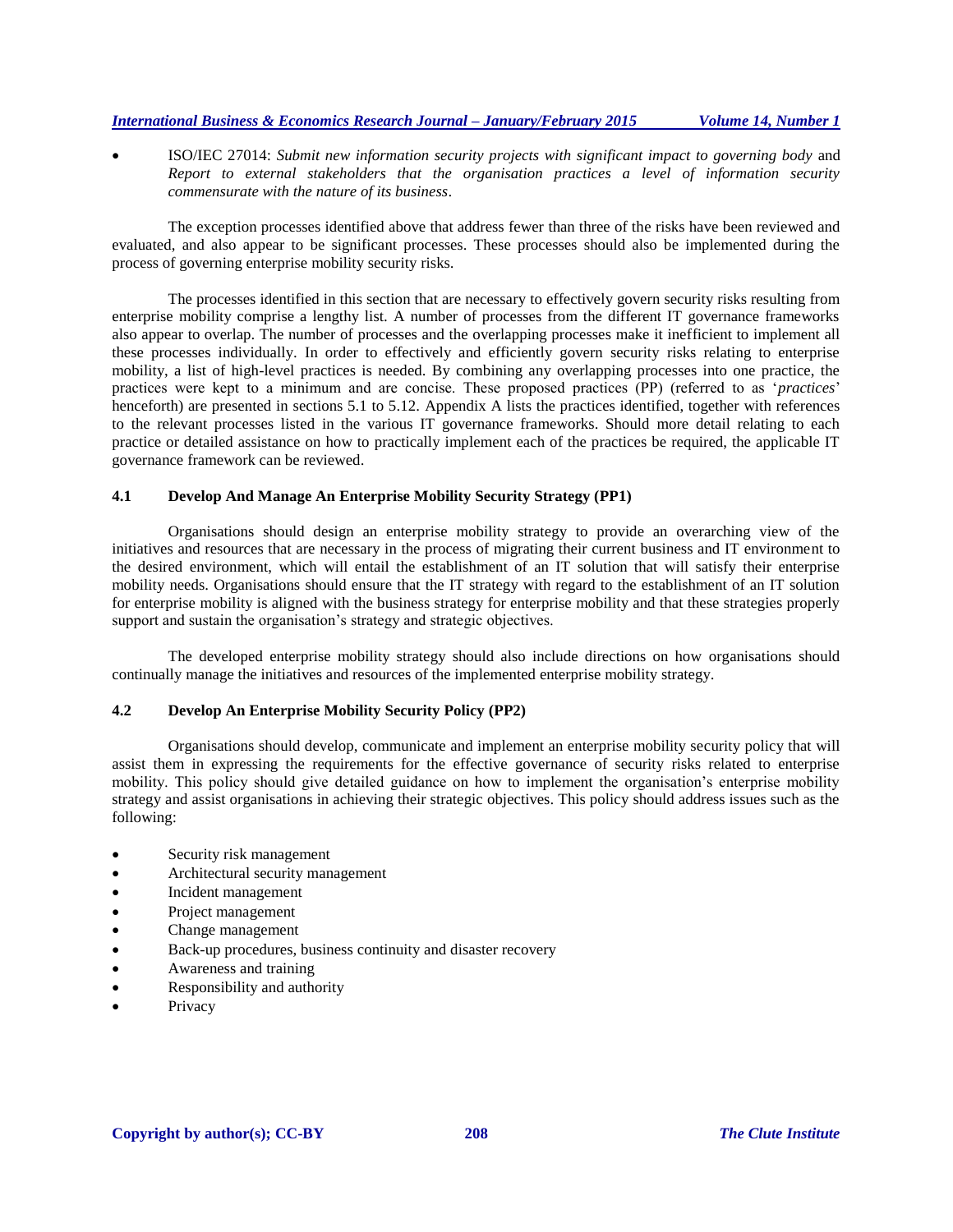- ISO/IEC 27014: *Submit new information security projects with significant impact to governing body* and *Report to external stakeholders that the organisation practices a level of information security commensurate with the nature of its business*.

The exception processes identified above that address fewer than three of the risks have been reviewed and evaluated, and also appear to be significant processes. These processes should also be implemented during the process of governing enterprise mobility security risks.

The processes identified in this section that are necessary to effectively govern security risks resulting from enterprise mobility comprise a lengthy list. A number of processes from the different IT governance frameworks also appear to overlap. The number of processes and the overlapping processes make it inefficient to implement all these processes individually. In order to effectively and efficiently govern security risks relating to enterprise mobility, a list of high-level practices is needed. By combining any overlapping processes into one practice, the practices were kept to a minimum and are concise. These proposed practices (PP) (referred to as '*practices*' henceforth) are presented in sections 5.1 to 5.12. Appendix A lists the practices identified, together with references to the relevant processes listed in the various IT governance frameworks. Should more detail relating to each practice or detailed assistance on how to practically implement each of the practices be required, the applicable IT governance framework can be reviewed.

### 4.1 Develop And Manage An Enterprise Mobility Security Strategy (PP1)

Organisations should design an enterprise mobility strategy to provide an overarching view of the initiatives and resources that are necessary in the process of migrating their current business and IT environment to the desired environment, which will entail the establishment of an IT solution that will satisfy their enterprise mobility needs. Organisations should ensure that the IT strategy with regard to the establishment of an IT solution for enterprise mobility is aligned with the business strategy for enterprise mobility and that these strategies properly support and sustain the organisation's strategy and strategic objectives.

The developed enterprise mobility strategy should also include directions on how organisations should continually manage the initiatives and resources of the implemented enterprise mobility strategy.

### 4.2 Develop An Enterprise Mobility Security Policy (PP2)

Organisations should develop, communicate and implement an enterprise mobility security policy that will assist them in expressing the requirements for the effective governance of security risks related to enterprise mobility. This policy should give detailed guidance on how to implement the organisation's enterprise mobility strategy and assist organisations in achieving their strategic objectives. This policy should address issues such as the following:

- Security risk management
- Architectural security management
- Incident management
- Project management
- Change management
- Back-up procedures, business continuity and disaster recovery
- Awareness and training
- Responsibility and authority
- Privacy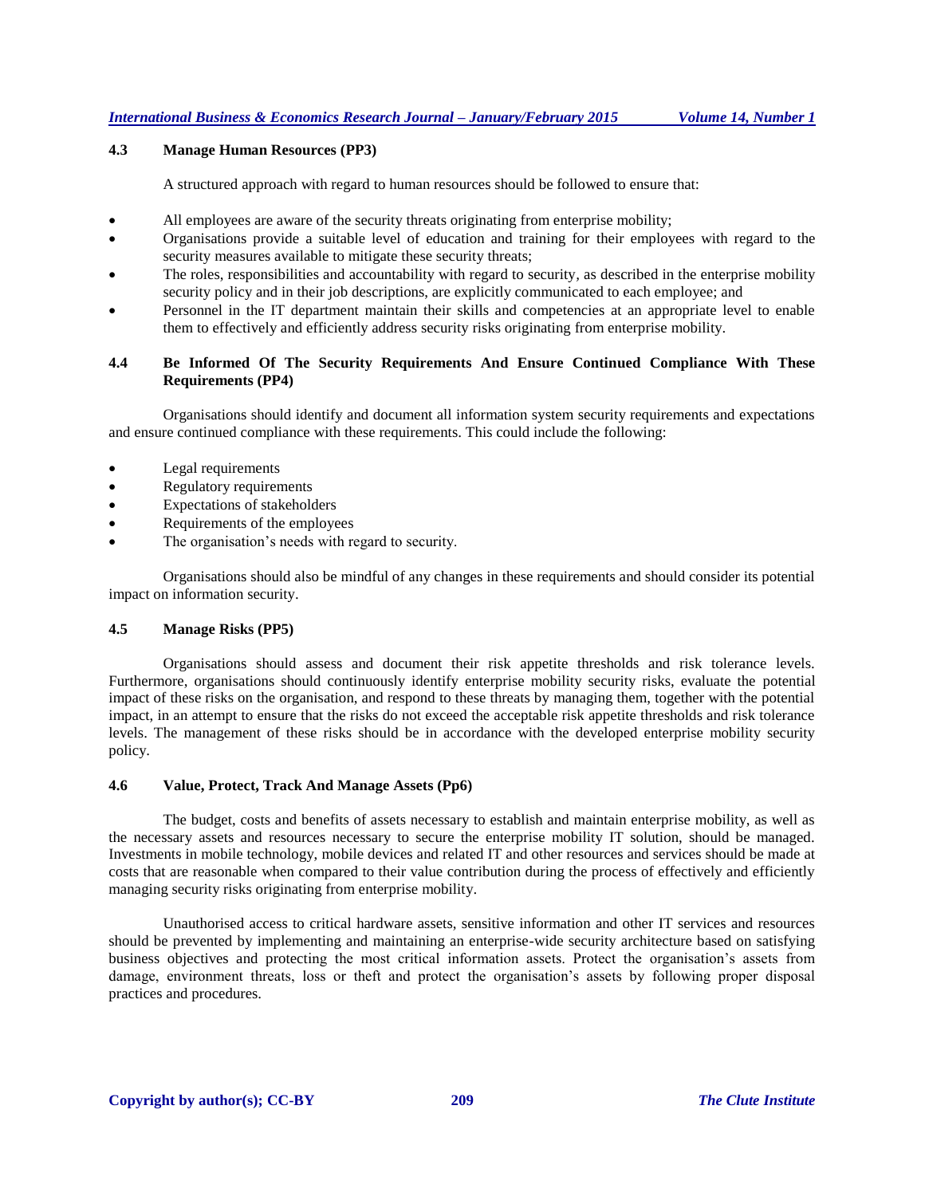### 4.3 Manage Human Resources (PP3)

A structured approach with regard to human resources should be followed to ensure that:

- All employees are aware of the security threats originating from enterprise mobility;
- Organisations provide a suitable level of education and training for their employees with regard to the security measures available to mitigate these security threats;
- The roles, responsibilities and accountability with regard to security, as described in the enterprise mobility security policy and in their job descriptions, are explicitly communicated to each employee; and
- Personnel in the IT department maintain their skills and competencies at an appropriate level to enable them to effectively and efficiently address security risks originating from enterprise mobility.

### 4.4 Be Informed Of The Security Requirements And Ensure Continued Compliance With These Requirements (PP4)

Organisations should identify and document all information system security requirements and expectations and ensure continued compliance with these requirements. This could include the following:

- Legal requirements
- Regulatory requirements
- Expectations of stakeholders
- Requirements of the employees
- The organisation's needs with regard to security.

Organisations should also be mindful of any changes in these requirements and should consider its potential impact on information security.

### 4.5 Manage Risks (PP5)

Organisations should assess and document their risk appetite thresholds and risk tolerance levels. Furthermore, organisations should continuously identify enterprise mobility security risks, evaluate the potential impact of these risks on the organisation, and respond to these threats by managing them, together with the potential impact, in an attempt to ensure that the risks do not exceed the acceptable risk appetite thresholds and risk tolerance levels. The management of these risks should be in accordance with the developed enterprise mobility security policy.

### 4.6 Value, Protect, Track And Manage Assets (Pp6)

The budget, costs and benefits of assets necessary to establish and maintain enterprise mobility, as well as the necessary assets and resources necessary to secure the enterprise mobility IT solution, should be managed. Investments in mobile technology, mobile devices and related IT and other resources and services should be made at costs that are reasonable when compared to their value contribution during the process of effectively and efficiently managing security risks originating from enterprise mobility.

Unauthorised access to critical hardware assets, sensitive information and other IT services and resources should be prevented by implementing and maintaining an enterprise-wide security architecture based on satisfying business objectives and protecting the most critical information assets. Protect the organisation's assets from damage, environment threats, loss or theft and protect the organisation's assets by following proper disposal practices and procedures.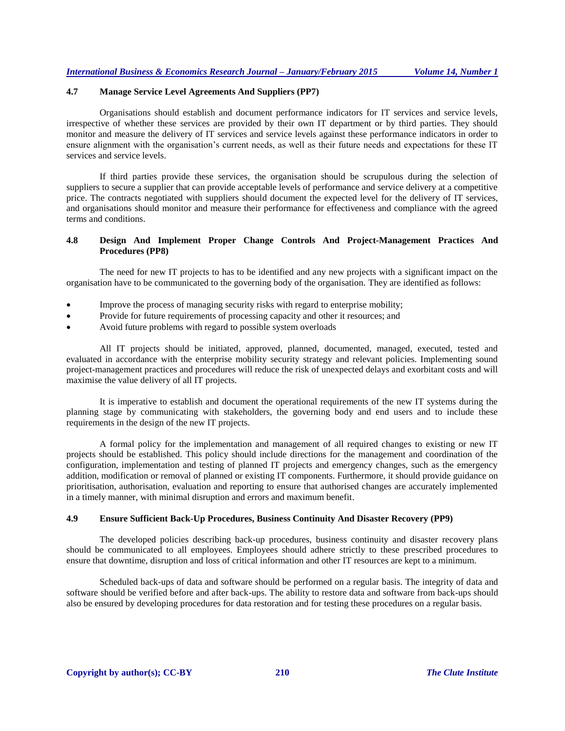### 4.7 Manage Service Level Agreements And Suppliers (PP7)

Organisations should establish and document performance indicators for IT services and service levels, irrespective of whether these services are provided by their own IT department or by third parties. They should monitor and measure the delivery of IT services and service levels against these performance indicators in order to ensure alignment with the organisation's current needs, as well as their future needs and expectations for these IT services and service levels.

If third parties provide these services, the organisation should be scrupulous during the selection of suppliers to secure a supplier that can provide acceptable levels of performance and service delivery at a competitive price. The contracts negotiated with suppliers should document the expected level for the delivery of IT services, and organisations should monitor and measure their performance for effectiveness and compliance with the agreed terms and conditions.

### 4.8 Design And Implement Proper Change Controls And Project-Management Practices And Procedures (PP8)

The need for new IT projects to has to be identified and any new projects with a significant impact on the organisation have to be communicated to the governing body of the organisation. They are identified as follows:

- Improve the process of managing security risks with regard to enterprise mobility;
- Provide for future requirements of processing capacity and other it resources; and
- Avoid future problems with regard to possible system overloads

All IT projects should be initiated, approved, planned, documented, managed, executed, tested and evaluated in accordance with the enterprise mobility security strategy and relevant policies. Implementing sound project-management practices and procedures will reduce the risk of unexpected delays and exorbitant costs and will maximise the value delivery of all IT projects.

It is imperative to establish and document the operational requirements of the new IT systems during the planning stage by communicating with stakeholders, the governing body and end users and to include these requirements in the design of the new IT projects.

A formal policy for the implementation and management of all required changes to existing or new IT projects should be established. This policy should include directions for the management and coordination of the configuration, implementation and testing of planned IT projects and emergency changes, such as the emergency addition, modification or removal of planned or existing IT components. Furthermore, it should provide guidance on prioritisation, authorisation, evaluation and reporting to ensure that authorised changes are accurately implemented in a timely manner, with minimal disruption and errors and maximum benefit.

### 4.9 Ensure Sufficient Back-Up Procedures, Business Continuity And Disaster Recovery (PP9)

The developed policies describing back-up procedures, business continuity and disaster recovery plans should be communicated to all employees. Employees should adhere strictly to these prescribed procedures to ensure that downtime, disruption and loss of critical information and other IT resources are kept to a minimum.

Scheduled back-ups of data and software should be performed on a regular basis. The integrity of data and software should be verified before and after back-ups. The ability to restore data and software from back-ups should also be ensured by developing procedures for data restoration and for testing these procedures on a regular basis.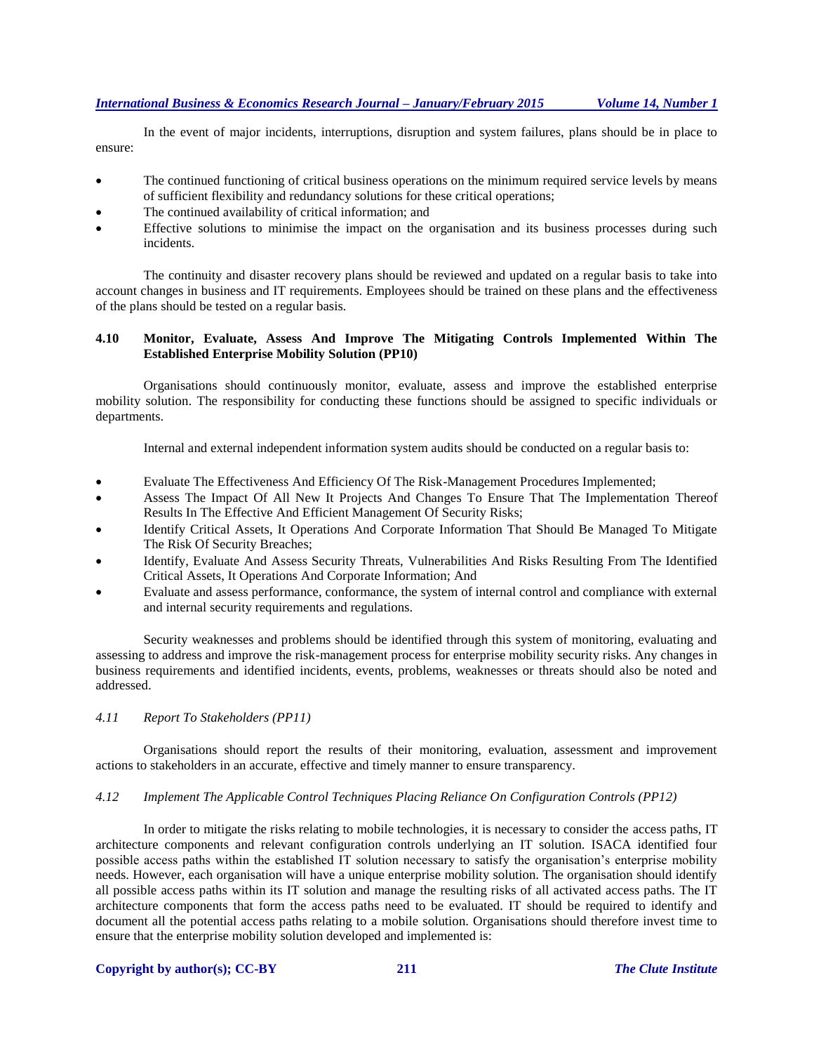In the event of major incidents, interruptions, disruption and system failures, plans should be in place to ensure:

- The continued functioning of critical business operations on the minimum required service levels by means of sufficient flexibility and redundancy solutions for these critical operations;
- The continued availability of critical information; and
- Effective solutions to minimise the impact on the organisation and its business processes during such incidents.

The continuity and disaster recovery plans should be reviewed and updated on a regular basis to take into account changes in business and IT requirements. Employees should be trained on these plans and the effectiveness of the plans should be tested on a regular basis.

### 4.10 Monitor, Evaluate, Assess And Improve The Mitigating Controls Implemented Within The Established Enterprise Mobility Solution (PP10)

Organisations should continuously monitor, evaluate, assess and improve the established enterprise mobility solution. The responsibility for conducting these functions should be assigned to specific individuals or departments.

Internal and external independent information system audits should be conducted on a regular basis to:

- Evaluate The Effectiveness And Efficiency Of The Risk-Management Procedures Implemented;
- Assess The Impact Of All New It Projects And Changes To Ensure That The Implementation Thereof Results In The Effective And Efficient Management Of Security Risks;
- Identify Critical Assets, It Operations And Corporate Information That Should Be Managed To Mitigate The Risk Of Security Breaches;
- Identify, Evaluate And Assess Security Threats, Vulnerabilities And Risks Resulting From The Identified Critical Assets, It Operations And Corporate Information; And
- Evaluate and assess performance, conformance, the system of internal control and compliance with external and internal security requirements and regulations.

Security weaknesses and problems should be identified through this system of monitoring, evaluating and assessing to address and improve the risk-management process for enterprise mobility security risks. Any changes in business requirements and identified incidents, events, problems, weaknesses or threats should also be noted and addressed.

### *4.11 Report To Stakeholders (PP11)*

Organisations should report the results of their monitoring, evaluation, assessment and improvement actions to stakeholders in an accurate, effective and timely manner to ensure transparency.

### *4.12 Implement The Applicable Control Techniques Placing Reliance On Configuration Controls (PP12)*

In order to mitigate the risks relating to mobile technologies, it is necessary to consider the access paths, IT architecture components and relevant configuration controls underlying an IT solution. ISACA identified four possible access paths within the established IT solution necessary to satisfy the organisation's enterprise mobility needs. However, each organisation will have a unique enterprise mobility solution. The organisation should identify all possible access paths within its IT solution and manage the resulting risks of all activated access paths. The IT architecture components that form the access paths need to be evaluated. IT should be required to identify and document all the potential access paths relating to a mobile solution. Organisations should therefore invest time to ensure that the enterprise mobility solution developed and implemented is: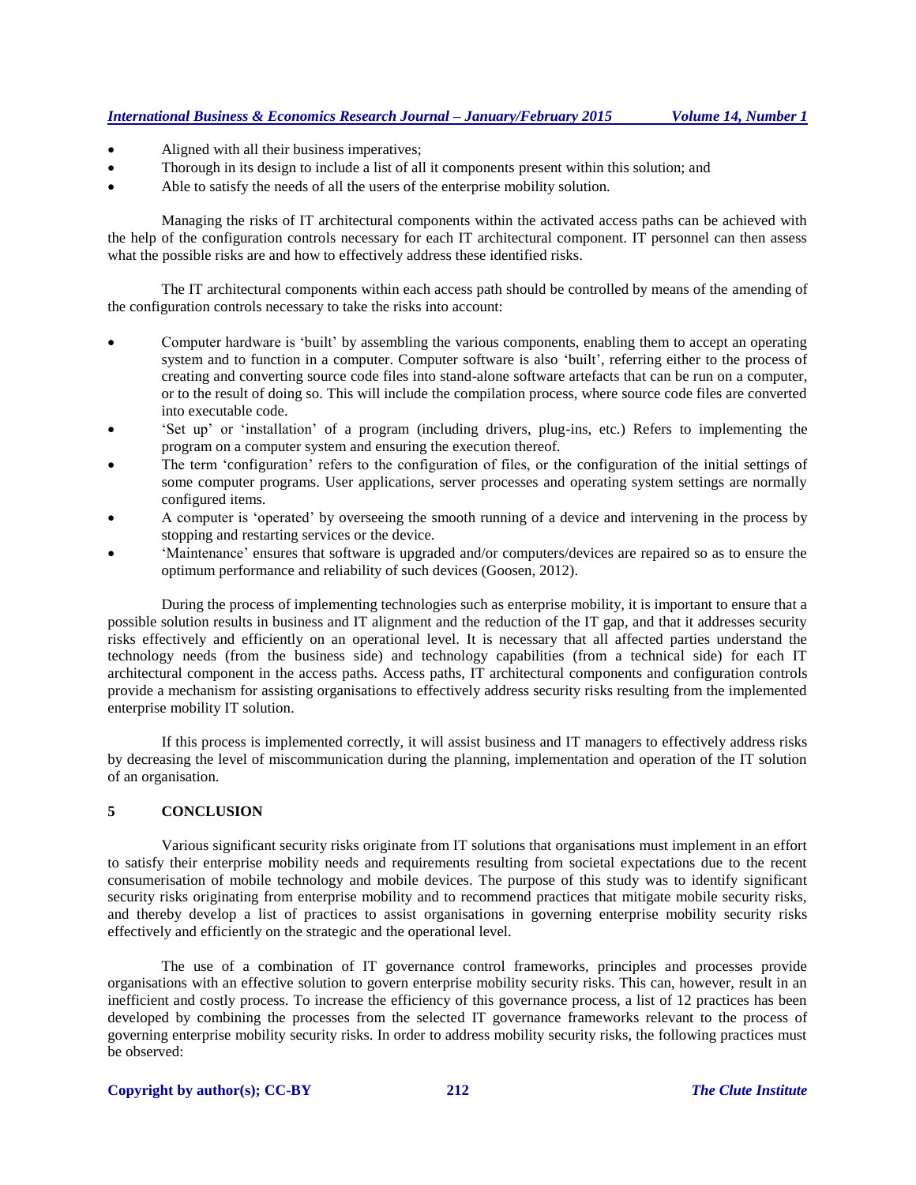- Aligned with all their business imperatives;
- Thorough in its design to include a list of all it components present within this solution; and
- Able to satisfy the needs of all the users of the enterprise mobility solution.

Managing the risks of IT architectural components within the activated access paths can be achieved with the help of the configuration controls necessary for each IT architectural component. IT personnel can then assess what the possible risks are and how to effectively address these identified risks.

The IT architectural components within each access path should be controlled by means of the amending of the configuration controls necessary to take the risks into account:

- Computer hardware is 'built' by assembling the various components, enabling them to accept an operating system and to function in a computer. Computer software is also 'built', referring either to the process of creating and converting source code files into stand-alone software artefacts that can be run on a computer, or to the result of doing so. This will include the compilation process, where source code files are converted into executable code.
- 'Set up' or 'installation' of a program (including drivers, plug-ins, etc.) Refers to implementing the program on a computer system and ensuring the execution thereof.
- The term 'configuration' refers to the configuration of files, or the configuration of the initial settings of some computer programs. User applications, server processes and operating system settings are normally configured items.
- A computer is 'operated' by overseeing the smooth running of a device and intervening in the process by stopping and restarting services or the device.
- 'Maintenance' ensures that software is upgraded and/or computers/devices are repaired so as to ensure the optimum performance and reliability of such devices (Goosen, 2012).

During the process of implementing technologies such as enterprise mobility, it is important to ensure that a possible solution results in business and IT alignment and the reduction of the IT gap, and that it addresses security risks effectively and efficiently on an operational level. It is necessary that all affected parties understand the technology needs (from the business side) and technology capabilities (from a technical side) for each IT architectural component in the access paths. Access paths, IT architectural components and configuration controls provide a mechanism for assisting organisations to effectively address security risks resulting from the implemented enterprise mobility IT solution.

If this process is implemented correctly, it will assist business and IT managers to effectively address risks by decreasing the level of miscommunication during the planning, implementation and operation of the IT solution of an organisation.

## 5 CONCLUSION

Various significant security risks originate from IT solutions that organisations must implement in an effort to satisfy their enterprise mobility needs and requirements resulting from societal expectations due to the recent consumerisation of mobile technology and mobile devices. The purpose of this study was to identify significant security risks originating from enterprise mobility and to recommend practices that mitigate mobile security risks, and thereby develop a list of practices to assist organisations in governing enterprise mobility security risks effectively and efficiently on the strategic and the operational level.

The use of a combination of IT governance control frameworks, principles and processes provide organisations with an effective solution to govern enterprise mobility security risks. This can, however, result in an inefficient and costly process. To increase the efficiency of this governance process, a list of 12 practices has been developed by combining the processes from the selected IT governance frameworks relevant to the process of governing enterprise mobility security risks. In order to address mobility security risks, the following practices must be observed: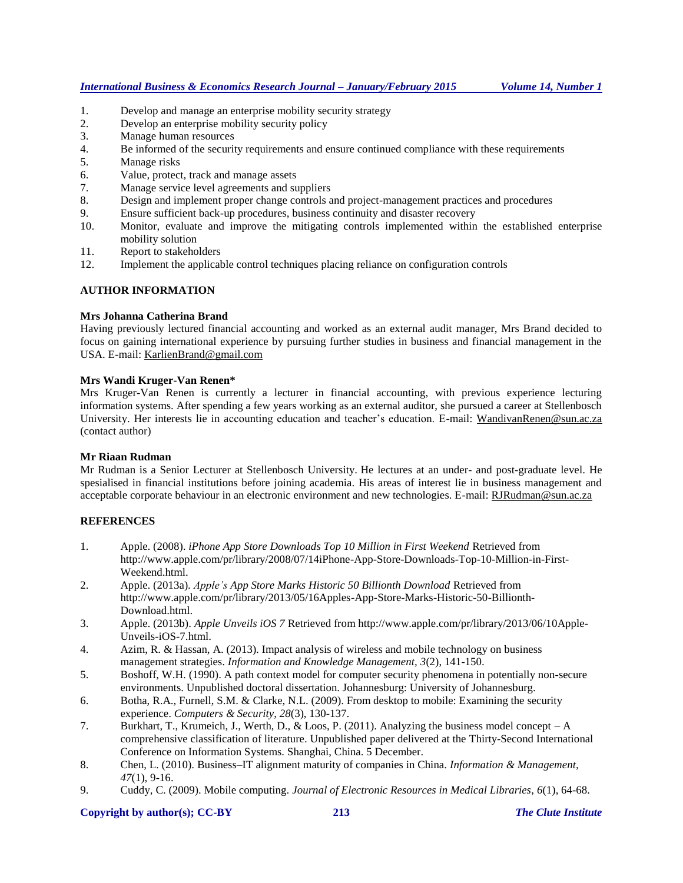1. Develop and manage an enterprise mobility security strategy
2. Develop an enterprise mobility security policy
3. Manage human resources
4. Be informed of the security requirements and ensure continued compliance with these requirements
5. Manage risks
6. Value, protect, track and manage assets
7. Manage service level agreements and suppliers
8. Design and implement proper change controls and project-management practices and procedures
9. Ensure sufficient back-up procedures, business continuity and disaster recovery
10. Monitor, evaluate and improve the mitigating controls implemented within the established enterprise mobility solution
11. Report to stakeholders
12. Implement the applicable control techniques placing reliance on configuration controls

## AUTHOR INFORMATION

**Mrs Johanna Catherina Brand**
Having previously lectured financial accounting and worked as an external audit manager, Mrs Brand decided to focus on gaining international experience by pursuing further studies in business and financial management in the USA. E-mail: KarlienBrand@gmail.com

**Mrs Wandi Kruger-Van Renen***
Mrs Kruger-Van Renen is currently a lecturer in financial accounting, with previous experience lecturing information systems. After spending a few years working as an external auditor, she pursued a career at Stellenbosch University. Her interests lie in accounting education and teacher's education. E-mail: WandivanRenen@sun.ac.za (contact author)

**Mr Riaan Rudman**
Mr Rudman is a Senior Lecturer at Stellenbosch University. He lectures at an under- and post-graduate level. He spesialised in financial institutions before joining academia. His areas of interest lie in business management and acceptable corporate behaviour in an electronic environment and new technologies. E-mail: RJRudman@sun.ac.za

## REFERENCES

1. Apple. (2008). *iPhone App Store Downloads Top 10 Million in First Weekend* Retrieved from http://www.apple.com/pr/library/2008/07/14iPhone-App-Store-Downloads-Top-10-Million-in-First-Weekend.html.
2. Apple. (2013a). *Apple's App Store Marks Historic 50 Billionth Download* Retrieved from http://www.apple.com/pr/library/2013/05/16Apples-App-Store-Marks-Historic-50-Billionth-Download.html.
3. Apple. (2013b). *Apple Unveils iOS 7* Retrieved from http://www.apple.com/pr/library/2013/06/10Apple-Unveils-iOS-7.html.
4. Azim, R. & Hassan, A. (2013). Impact analysis of wireless and mobile technology on business management strategies. *Information and Knowledge Management, 3*(2), 141-150.
5. Boshoff, W.H. (1990). A path context model for computer security phenomena in potentially non-secure environments. Unpublished doctoral dissertation. Johannesburg: University of Johannesburg.
6. Botha, R.A., Furnell, S.M. & Clarke, N.L. (2009). From desktop to mobile: Examining the security experience. *Computers & Security, 28*(3), 130-137.
7. Burkhart, T., Krumeich, J., Werth, D., & Loos, P. (2011). Analyzing the business model concept – A comprehensive classification of literature. Unpublished paper delivered at the Thirty-Second International Conference on Information Systems. Shanghai, China. 5 December.
8. Chen, L. (2010). Business–IT alignment maturity of companies in China. *Information & Management, 47*(1), 9-16.
9. Cuddy, C. (2009). Mobile computing. *Journal of Electronic Resources in Medical Libraries*, *6*(1), 64-68.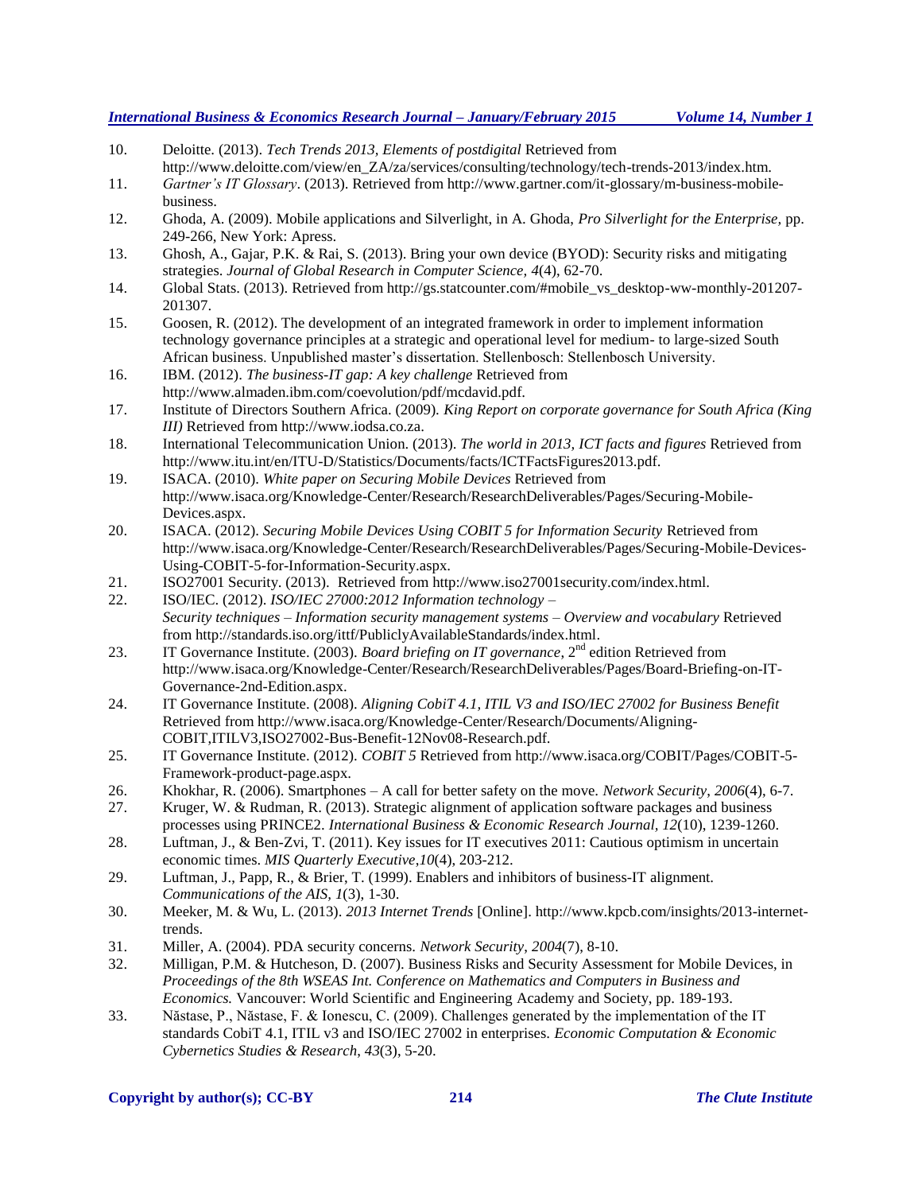10. Deloitte. (2013). *Tech Trends 2013, Elements of postdigital* Retrieved from http://www.deloitte.com/view/en_ZA/za/services/consulting/technology/tech-trends-2013/index.htm.
11. *Gartner's IT Glossary*. (2013). Retrieved from http://www.gartner.com/it-glossary/m-business-mobile-business.
12. Ghoda, A. (2009). Mobile applications and Silverlight, in A. Ghoda, *Pro Silverlight for the Enterprise*, pp. 249-266, New York: Apress.
13. Ghosh, A., Gajar, P.K. & Rai, S. (2013). Bring your own device (BYOD): Security risks and mitigating strategies. *Journal of Global Research in Computer Science, 4*(4), 62-70.
14. Global Stats. (2013). Retrieved from http://gs.statcounter.com/#mobile_vs_desktop-ww-monthly-201207-201307.
15. Goosen, R. (2012). The development of an integrated framework in order to implement information technology governance principles at a strategic and operational level for medium- to large-sized South African business. Unpublished master's dissertation. Stellenbosch: Stellenbosch University.
16. IBM. (2012). *The business-IT gap: A key challenge* Retrieved from http://www.almaden.ibm.com/coevolution/pdf/mcdavid.pdf.
17. Institute of Directors Southern Africa. (2009). *King Report on corporate governance for South Africa (King III)* Retrieved from http://www.iodsa.co.za.
18. International Telecommunication Union. (2013). *The world in 2013, ICT facts and figures* Retrieved from http://www.itu.int/en/ITU-D/Statistics/Documents/facts/ICTFactsFigures2013.pdf.
19. ISACA. (2010). *White paper on Securing Mobile Devices* Retrieved from http://www.isaca.org/Knowledge-Center/Research/ResearchDeliverables/Pages/Securing-Mobile-Devices.aspx.
20. ISACA. (2012). *Securing Mobile Devices Using COBIT 5 for Information Security* Retrieved from http://www.isaca.org/Knowledge-Center/Research/ResearchDeliverables/Pages/Securing-Mobile-Devices-Using-COBIT-5-for-Information-Security.aspx.
21. ISO27001 Security. (2013). Retrieved from http://www.iso27001security.com/index.html.
22. ISO/IEC. (2012). *ISO/IEC 27000:2012 Information technology – Security techniques – Information security management systems – Overview and vocabulary* Retrieved from http://standards.iso.org/ittf/PubliclyAvailableStandards/index.html.
23. IT Governance Institute. (2003). *Board briefing on IT governance*, 2nd edition Retrieved from http://www.isaca.org/Knowledge-Center/Research/ResearchDeliverables/Pages/Board-Briefing-on-IT-Governance-2nd-Edition.aspx.
24. IT Governance Institute. (2008). *Aligning CobiT 4.1, ITIL V3 and ISO/IEC 27002 for Business Benefit* Retrieved from http://www.isaca.org/Knowledge-Center/Research/Documents/Aligning-COBIT,ITILV3,ISO27002-Bus-Benefit-12Nov08-Research.pdf.
25. IT Governance Institute. (2012). *COBIT 5* Retrieved from http://www.isaca.org/COBIT/Pages/COBIT-5-Framework-product-page.aspx.
26. Khokhar, R. (2006). Smartphones – A call for better safety on the move. *Network Security, 2006*(4), 6-7.
27. Kruger, W. & Rudman, R. (2013). Strategic alignment of application software packages and business processes using PRINCE2. *International Business & Economic Research Journal, 12*(10), 1239-1260.
28. Luftman, J., & Ben-Zvi, T. (2011). Key issues for IT executives 2011: Cautious optimism in uncertain economic times. *MIS Quarterly Executive,10*(4), 203-212.
29. Luftman, J., Papp, R., & Brier, T. (1999). Enablers and inhibitors of business-IT alignment. *Communications of the AIS, 1*(3), 1-30.
30. Meeker, M. & Wu, L. (2013). *2013 Internet Trends* [Online]. http://www.kpcb.com/insights/2013-internet-trends.
31. Miller, A. (2004). PDA security concerns. *Network Security, 2004*(7), 8-10.
32. Milligan, P.M. & Hutcheson, D. (2007). Business Risks and Security Assessment for Mobile Devices, in *Proceedings of the 8th WSEAS Int. Conference on Mathematics and Computers in Business and Economics.* Vancouver: World Scientific and Engineering Academy and Society, pp. 189-193.
33. Năstase, P., Năstase, F. & Ionescu, C. (2009). Challenges generated by the implementation of the IT standards CobiT 4.1, ITIL v3 and ISO/IEC 27002 in enterprises. *Economic Computation & Economic Cybernetics Studies & Research, 43*(3), 5-20.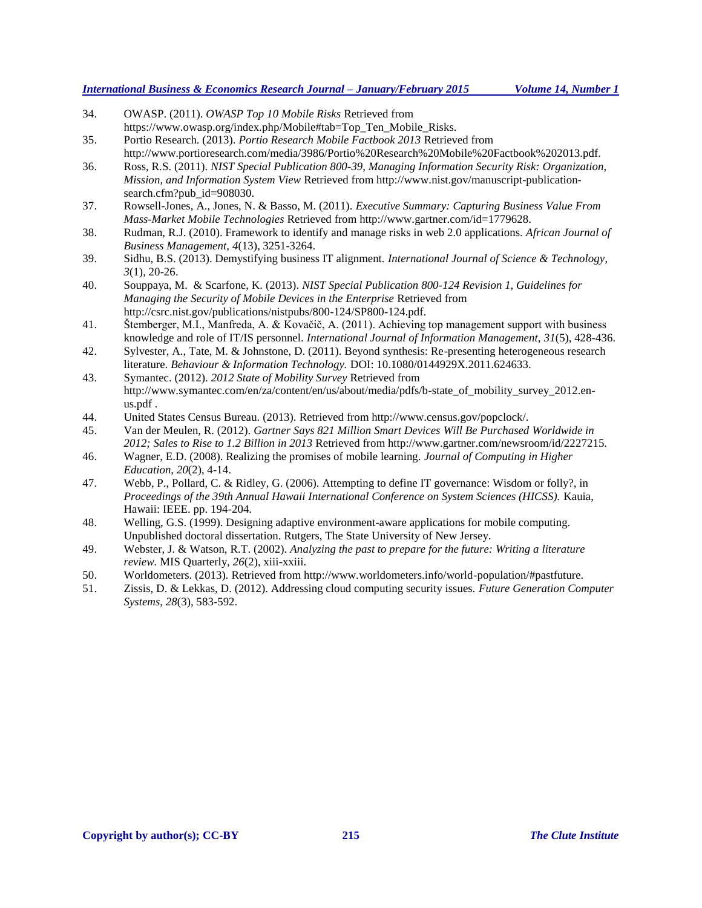34. OWASP. (2011). *OWASP Top 10 Mobile Risks* Retrieved from https://www.owasp.org/index.php/Mobile#tab=Top_Ten_Mobile_Risks.
35. Portio Research. (2013). *Portio Research Mobile Factbook 2013* Retrieved from http://www.portioresearch.com/media/3986/Portio%20Research%20Mobile%20Factbook%202013.pdf.
36. Ross, R.S. (2011). *NIST Special Publication 800-39, Managing Information Security Risk: Organization, Mission, and Information System View* Retrieved from http://www.nist.gov/manuscript-publication-search.cfm?pub_id=908030.
37. Rowsell-Jones, A., Jones, N. & Basso, M. (2011). *Executive Summary: Capturing Business Value From Mass-Market Mobile Technologies* Retrieved from http://www.gartner.com/id=1779628.
38. Rudman, R.J. (2010). Framework to identify and manage risks in web 2.0 applications. *African Journal of Business Management, 4*(13), 3251-3264.
39. Sidhu, B.S. (2013). Demystifying business IT alignment. *International Journal of Science & Technology, 3*(1), 20-26.
40. Souppaya, M. & Scarfone, K. (2013). *NIST Special Publication 800-124 Revision 1, Guidelines for Managing the Security of Mobile Devices in the Enterprise* Retrieved from http://csrc.nist.gov/publications/nistpubs/800-124/SP800-124.pdf.
41. Štemberger, M.I., Manfreda, A. & Kovačič, A. (2011). Achieving top management support with business knowledge and role of IT/IS personnel. *International Journal of Information Management, 31*(5), 428-436.
42. Sylvester, A., Tate, M. & Johnstone, D. (2011). Beyond synthesis: Re-presenting heterogeneous research literature. *Behaviour & Information Technology.* DOI: 10.1080/0144929X.2011.624633.
43. Symantec. (2012). *2012 State of Mobility Survey* Retrieved from http://www.symantec.com/en/za/content/en/us/about/media/pdfs/b-state_of_mobility_survey_2012.en-us.pdf .
44. United States Census Bureau. (2013). Retrieved from http://www.census.gov/popclock/.
45. Van der Meulen, R. (2012). *Gartner Says 821 Million Smart Devices Will Be Purchased Worldwide in 2012; Sales to Rise to 1.2 Billion in 2013* Retrieved from http://www.gartner.com/newsroom/id/2227215.
46. Wagner, E.D. (2008). Realizing the promises of mobile learning. *Journal of Computing in Higher Education, 20*(2), 4-14.
47. Webb, P., Pollard, C. & Ridley, G. (2006). Attempting to define IT governance: Wisdom or folly?, in *Proceedings of the 39th Annual Hawaii International Conference on System Sciences (HICSS).* Kauia, Hawaii: IEEE. pp. 194-204.
48. Welling, G.S. (1999). Designing adaptive environment-aware applications for mobile computing. Unpublished doctoral dissertation. Rutgers, The State University of New Jersey.
49. Webster, J. & Watson, R.T. (2002). *Analyzing the past to prepare for the future: Writing a literature review.* MIS Quarterly, *26*(2), xiii-xxiii.
50. Worldometers. (2013). Retrieved from http://www.worldometers.info/world-population/#pastfuture.
51. Zissis, D. & Lekkas, D. (2012). Addressing cloud computing security issues. *Future Generation Computer Systems, 28*(3), 583-592.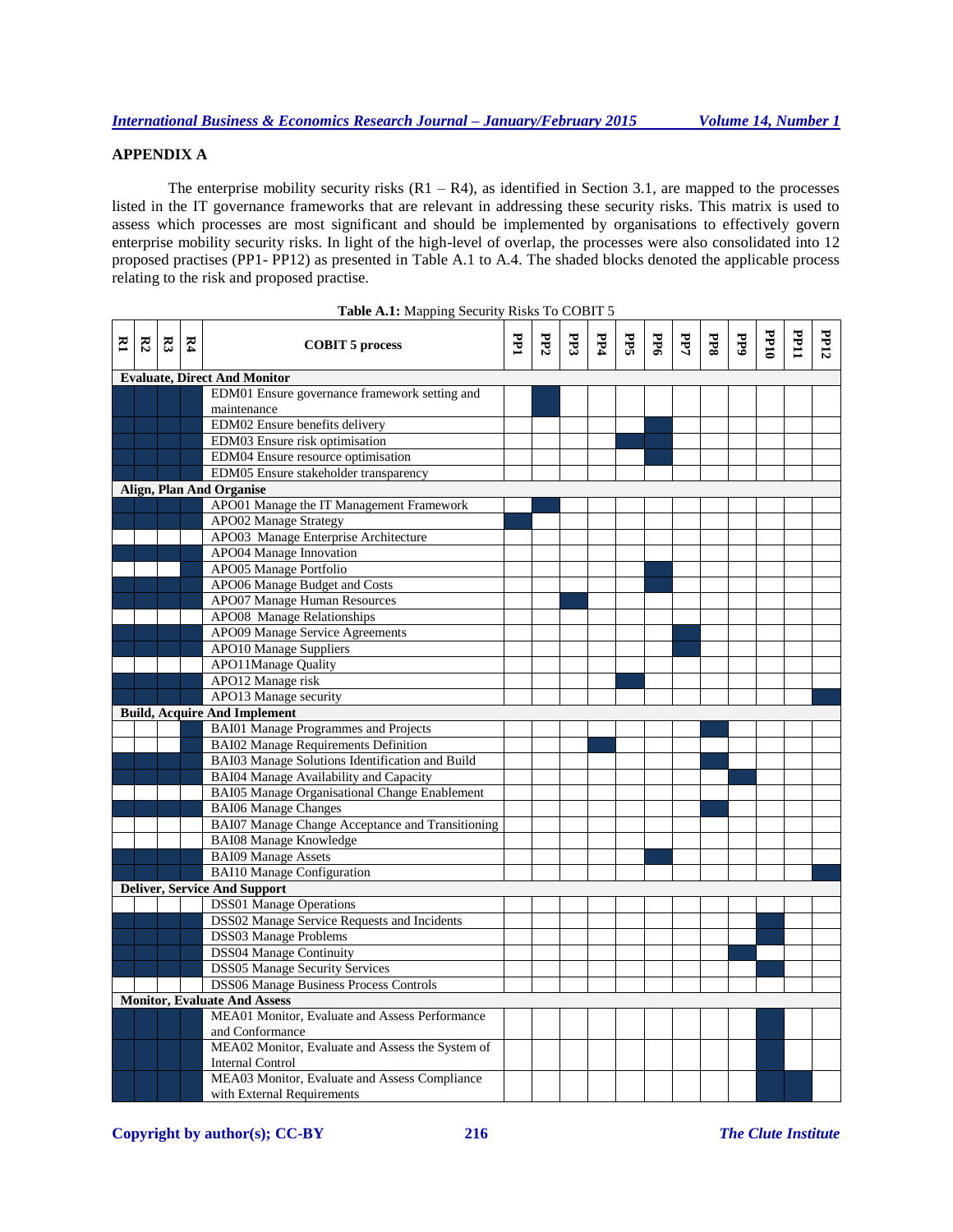## APPENDIX A

The enterprise mobility security risks (R1 – R4), as identified in Section 3.1, are mapped to the processes listed in the IT governance frameworks that are relevant in addressing these security risks. This matrix is used to assess which processes are most significant and should be implemented by organisations to effectively govern enterprise mobility security risks. In light of the high-level of overlap, the processes were also consolidated into 12 proposed practises (PP1- PP12) as presented in Table A.1 to A.4. The shaded blocks denoted the applicable process relating to the risk and proposed practise.

**Table A.1:** Mapping Security Risks To COBIT 5

| R1 | R2 | R3 | R4 | COBIT 5 process | PP1 | PP2 | PP3 | PP4 | PP5 | PP6 | PP7 | PP8 | PP9 | PP10 | PP11 | PP12 |
|---|---|---|---|---|---|---|---|---|---|---|---|---|---|---|---|---|
| **Evaluate, Direct And Monitor** | | | | | | | | | | | | | | | | |
| ■ | ■ | ■ | ■ | EDM01 Ensure governance framework setting and maintenance | | ■ | | | | | | | | | | |
| ■ | ■ | ■ | ■ | EDM02 Ensure benefits delivery | | | | | | ■ | | | | | | |
| ■ | ■ | ■ | ■ | EDM03 Ensure risk optimisation | | | | | ■ | | | | | | | |
| ■ | ■ | ■ | ■ | EDM04 Ensure resource optimisation | | | | | | ■ | | | | | | |
| ■ | ■ | ■ | ■ | EDM05 Ensure stakeholder transparency | | | | | | | | | | | | |
| **Align, Plan And Organise** | | | | | | | | | | | | | | | | |
| ■ | ■ | ■ | ■ | APO01 Manage the IT Management Framework | | ■ | | | | | | | | | | |
| ■ | ■ | ■ | ■ | APO02 Manage Strategy | ■ | | | | | | | | | | | |
| | | | | APO03 Manage Enterprise Architecture | | | | | | | | | | | | |
| ■ | ■ | ■ | ■ | APO04 Manage Innovation | | | | | | | | | | | | |
| | | | ■ | APO05 Manage Portfolio | | | | | | ■ | | | | | | |
| ■ | ■ | ■ | ■ | APO06 Manage Budget and Costs | | | | | | ■ | | | | | | |
| ■ | ■ | ■ | ■ | APO07 Manage Human Resources | | | ■ | | | | | | | | | |
| | | | | APO08 Manage Relationships | | | | | | | | | | | | |
| ■ | ■ | ■ | ■ | APO09 Manage Service Agreements | | | | | | | ■ | | | | | |
| ■ | ■ | ■ | ■ | APO10 Manage Suppliers | | | | | | | ■ | | | | | |
| | | | | APO11Manage Quality | | | | | | | | | | | | |
| ■ | ■ | ■ | ■ | APO12 Manage risk | | | | | ■ | | | | | | | |
| ■ | ■ | ■ | ■ | APO13 Manage security | | | | | | | | | | | | ■ |
| **Build, Acquire And Implement** | | | | | | | | | | | | | | | | |
| | | | ■ | BAI01 Manage Programmes and Projects | | | | | | | | ■ | | | | |
| | | | ■ | BAI02 Manage Requirements Definition | | | | ■ | | | | | | | | |
| ■ | ■ | ■ | ■ | BAI03 Manage Solutions Identification and Build | | | | | | | | ■ | | | | |
| ■ | ■ | ■ | ■ | BAI04 Manage Availability and Capacity | | | | | | | | | ■ | | | |
| | | | | BAI05 Manage Organisational Change Enablement | | | | | | | | | | | | |
| ■ | ■ | ■ | ■ | BAI06 Manage Changes | | | | | | | | ■ | | | | |
| | | | | BAI07 Manage Change Acceptance and Transitioning | | | | | | | | | | | | |
| | | | | BAI08 Manage Knowledge | | | | | | | | | | | | |
| ■ | ■ | ■ | ■ | BAI09 Manage Assets | | | | | | ■ | | | | | | |
| ■ | ■ | ■ | ■ | BAI10 Manage Configuration | | | | | | | | | | | | ■ |
| **Deliver, Service And Support** | | | | | | | | | | | | | | | | |
| | | | | DSS01 Manage Operations | | | | | | | | | | | | |
| ■ | ■ | ■ | ■ | DSS02 Manage Service Requests and Incidents | | | | | | | | | | ■ | | |
| ■ | ■ | ■ | ■ | DSS03 Manage Problems | | | | | | | | | | ■ | | |
| ■ | ■ | ■ | ■ | DSS04 Manage Continuity | | | | | | | | | ■ | | | |
| ■ | ■ | ■ | ■ | DSS05 Manage Security Services | | | | | | | | | | ■ | | |
| | | | | DSS06 Manage Business Process Controls | | | | | | | | | | | | |
| **Monitor, Evaluate And Assess** | | | | | | | | | | | | | | | | |
| ■ | ■ | ■ | ■ | MEA01 Monitor, Evaluate and Assess Performance and Conformance | | | | | | | | | | ■ | | |
| ■ | ■ | ■ | ■ | MEA02 Monitor, Evaluate and Assess the System of Internal Control | | | | | | | | | | ■ | | |
| ■ | ■ | ■ | ■ | MEA03 Monitor, Evaluate and Assess Compliance with External Requirements | | | | | | | | | | ■ | ■ | |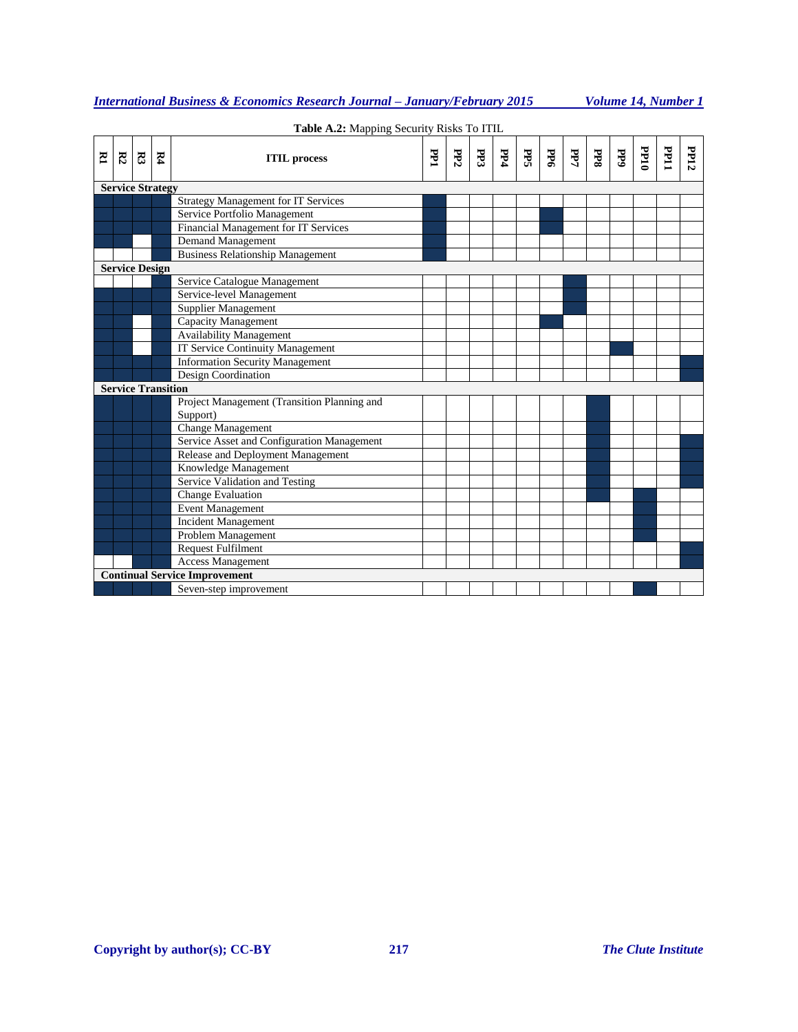**Table A.2:** Mapping Security Risks To ITIL

| R1 | R2 | R3 | R4 | ITIL process | PP1 | PP2 | PP3 | PP4 | PP5 | PP6 | PP7 | PP8 | PP9 | PP10 | PP11 | PP12 |
|---|---|---|---|---|---|---|---|---|---|---|---|---|---|---|---|---|
| **Service Strategy** | | | | | | | | | | | | | | | | |
| ■ | ■ | ■ | ■ | Strategy Management for IT Services | ■ | | | | | | | | | | | |
| ■ | ■ | ■ | ■ | Service Portfolio Management | ■ | | | | | ■ | | | | | | |
| ■ | ■ | ■ | ■ | Financial Management for IT Services | ■ | | | | | ■ | | | | | | |
| ■ | ■ | | ■ | Demand Management | ■ | | | | | | | | | | | |
| | | | ■ | Business Relationship Management | ■ | | | | | | | | | | | |
| **Service Design** | | | | | | | | | | | | | | | | |
| | | | ■ | Service Catalogue Management | | | | | | | ■ | | | | | |
| ■ | ■ | ■ | ■ | Service-level Management | | | | | | | ■ | | | | | |
| ■ | ■ | ■ | ■ | Supplier Management | | | | | | | ■ | | | | | |
| ■ | ■ | | ■ | Capacity Management | | | | | | ■ | | | | | | |
| ■ | ■ | | ■ | Availability Management | | | | | | | | | | | | |
| ■ | ■ | | ■ | IT Service Continuity Management | | | | | | | | | ■ | | | |
| ■ | ■ | ■ | ■ | Information Security Management | | | | | | | | | | | | ■ |
| ■ | ■ | ■ | ■ | Design Coordination | | | | | | | | | | | | ■ |
| **Service Transition** | | | | | | | | | | | | | | | | |
| ■ | ■ | ■ | ■ | Project Management (Transition Planning and Support) | | | | | | | | ■ | | | | |
| ■ | ■ | ■ | ■ | Change Management | | | | | | | | ■ | | | | |
| ■ | ■ | ■ | ■ | Service Asset and Configuration Management | | | | | | | | ■ | | | | ■ |
| ■ | ■ | ■ | ■ | Release and Deployment Management | | | | | | | | ■ | | | | ■ |
| ■ | ■ | ■ | ■ | Knowledge Management | | | | | | | | ■ | | | | ■ |
| ■ | ■ | ■ | ■ | Service Validation and Testing | | | | | | | | ■ | | | | ■ |
| ■ | ■ | ■ | ■ | Change Evaluation | | | | | | | | ■ | | ■ | | |
| ■ | ■ | ■ | ■ | Event Management | | | | | | | | | | ■ | | |
| ■ | ■ | ■ | ■ | Incident Management | | | | | | | | | | ■ | | |
| ■ | ■ | ■ | ■ | Problem Management | | | | | | | | | | ■ | | |
| ■ | ■ | ■ | ■ | Request Fulfilment | | | | | | | | | | | | ■ |
| | | ■ | ■ | Access Management | | | | | | | | | | | | ■ |
| **Continual Service Improvement** | | | | | | | | | | | | | | | | |
| ■ | ■ | ■ | ■ | Seven-step improvement | | | | | | | | | | ■ | | |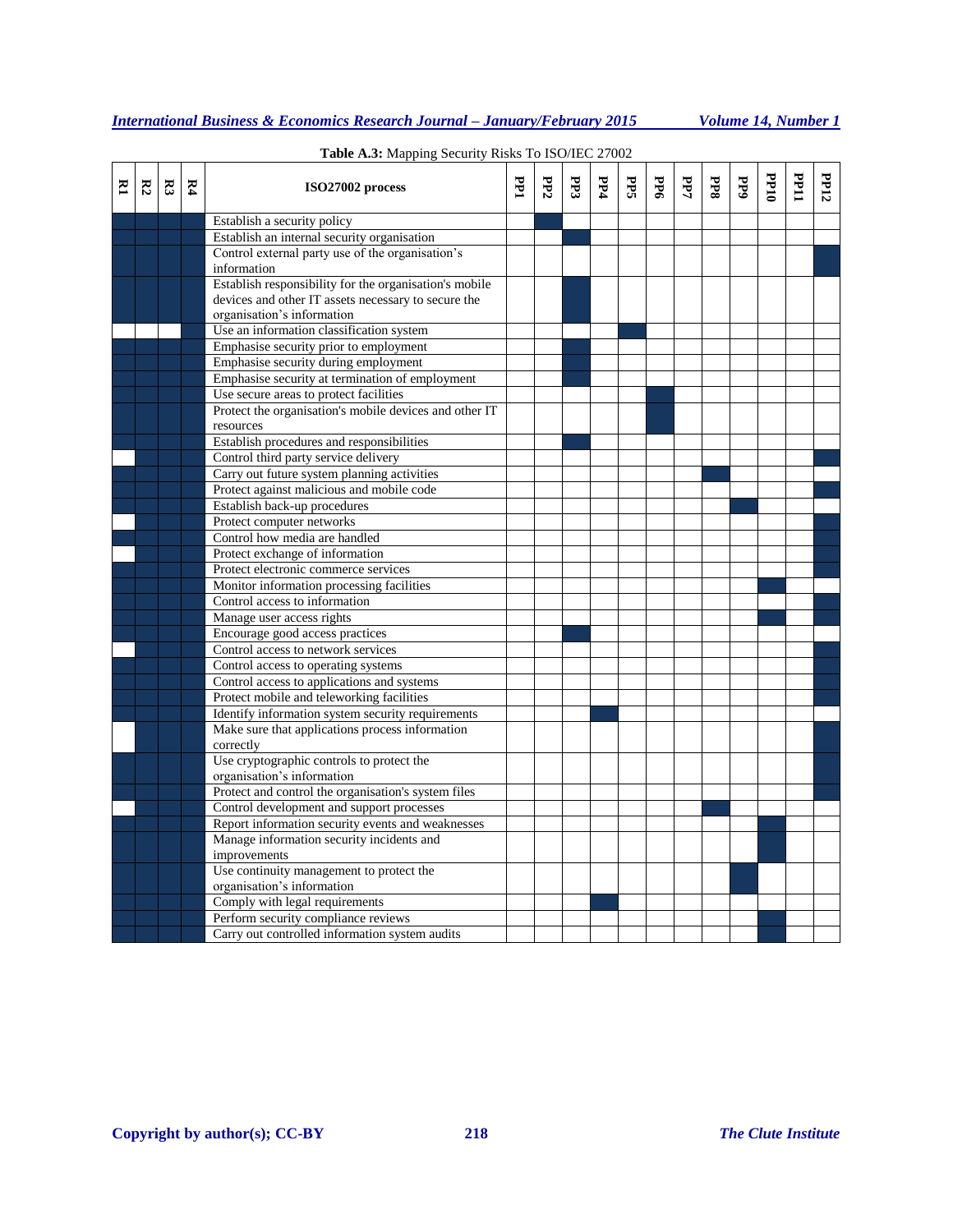**Table A.3:** Mapping Security Risks To ISO/IEC 27002

| R1 | R2 | R3 | R4 | ISO27002 process | PP1 | PP2 | PP3 | PP4 | PP5 | PP6 | PP7 | PP8 | PP9 | PP10 | PP11 | PP12 |
|---|---|---|---|---|---|---|---|---|---|---|---|---|---|---|---|---|
| ■ | ■ | ■ | ■ | Establish a security policy | | ■ | | | | | | | | | | |
| ■ | ■ | ■ | ■ | Establish an internal security organisation | | | ■ | | | | | | | | | |
| ■ | ■ | ■ | ■ | Control external party use of the organisation's information | | | | | | | | | | | | ■ |
| ■ | ■ | ■ | ■ | Establish responsibility for the organisation's mobile devices and other IT assets necessary to secure the organisation's information | | | ■ | | | | | | | | | |
| | | | ■ | Use an information classification system | | | | | ■ | | | | | | | |
| ■ | ■ | ■ | ■ | Emphasise security prior to employment | | | ■ | | | | | | | | | |
| ■ | ■ | ■ | ■ | Emphasise security during employment | | | ■ | | | | | | | | | |
| ■ | ■ | ■ | ■ | Emphasise security at termination of employment | | | ■ | | | | | | | | | |
| ■ | ■ | ■ | ■ | Use secure areas to protect facilities | | | | | | ■ | | | | | | |
| ■ | ■ | ■ | ■ | Protect the organisation's mobile devices and other IT resources | | | | | | ■ | | | | | | |
| ■ | ■ | ■ | ■ | Establish procedures and responsibilities | | | ■ | | | | | | | | | |
| | ■ | ■ | ■ | Control third party service delivery | | | | | | | | | | | | ■ |
| ■ | ■ | ■ | ■ | Carry out future system planning activities | | | | | | | | ■ | | | | |
| ■ | ■ | ■ | ■ | Protect against malicious and mobile code | | | | | | | | | | | | ■ |
| ■ | ■ | ■ | ■ | Establish back-up procedures | | | | | | | | | ■ | | | |
| | ■ | ■ | ■ | Protect computer networks | | | | | | | | | | | | ■ |
| ■ | ■ | ■ | ■ | Control how media are handled | | | | | | | | | | | | ■ |
| | ■ | ■ | ■ | Protect exchange of information | | | | | | | | | | | | ■ |
| ■ | ■ | ■ | ■ | Protect electronic commerce services | | | | | | | | | | | | ■ |
| ■ | ■ | ■ | ■ | Monitor information processing facilities | | | | | | | | | | ■ | | |
| ■ | ■ | ■ | ■ | Control access to information | | | | | | | | | | | | ■ |
| ■ | ■ | ■ | ■ | Manage user access rights | | | | | | | | | | ■ | | ■ |
| ■ | ■ | ■ | ■ | Encourage good access practices | | | ■ | | | | | | | | | |
| | ■ | ■ | ■ | Control access to network services | | | | | | | | | | | | ■ |
| ■ | ■ | ■ | ■ | Control access to operating systems | | | | | | | | | | | | ■ |
| ■ | ■ | ■ | ■ | Control access to applications and systems | | | | | | | | | | | | ■ |
| ■ | ■ | ■ | ■ | Protect mobile and teleworking facilities | | | | | | | | | | | | ■ |
| ■ | ■ | ■ | ■ | Identify information system security requirements | | | | ■ | | | | | | | | |
| | ■ | ■ | ■ | Make sure that applications process information correctly | | | | | | | | | | | | ■ |
| ■ | ■ | ■ | ■ | Use cryptographic controls to protect the organisation's information | | | | | | | | | | | | ■ |
| ■ | ■ | ■ | ■ | Protect and control the organisation's system files | | | | | | | | | | | | ■ |
| | ■ | ■ | ■ | Control development and support processes | | | | | | | | ■ | | | | |
| ■ | ■ | ■ | ■ | Report information security events and weaknesses | | | | | | | | | | ■ | | |
| ■ | ■ | ■ | ■ | Manage information security incidents and improvements | | | | | | | | | | ■ | | |
| ■ | ■ | ■ | ■ | Use continuity management to protect the organisation's information | | | | | | | | | ■ | | | |
| ■ | ■ | ■ | ■ | Comply with legal requirements | | | | ■ | | | | | | | | |
| ■ | ■ | ■ | ■ | Perform security compliance reviews | | | | | | | | | | ■ | | |
| ■ | ■ | ■ | ■ | Carry out controlled information system audits | | | | | | | | | | ■ | | |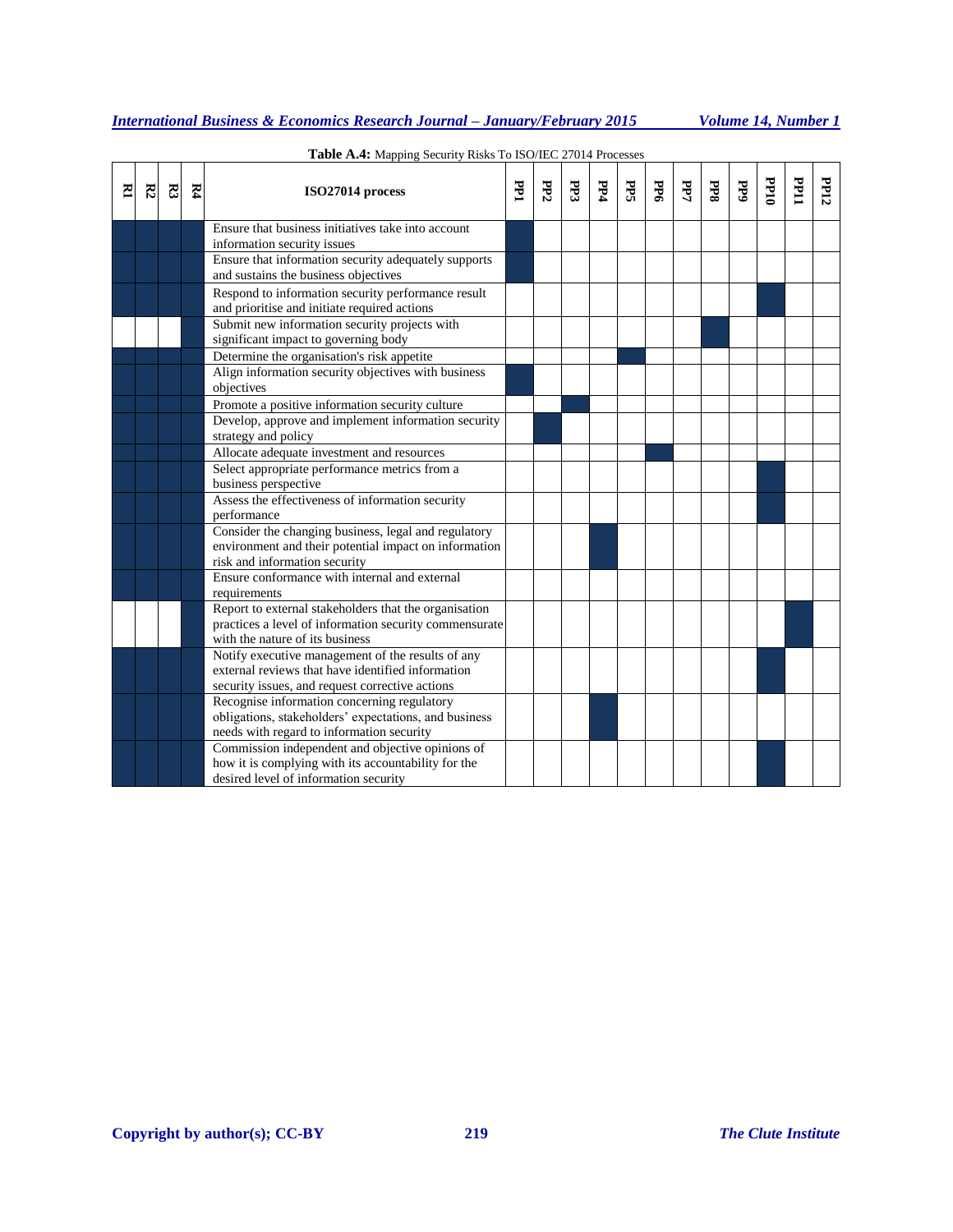**Table A.4:** Mapping Security Risks To ISO/IEC 27014 Processes

| R1 | R2 | R3 | R4 | ISO27014 process | PP1 | PP2 | PP3 | PP4 | PP5 | PP6 | PP7 | PP8 | PP9 | PP10 | PP11 | PP12 |
|---|---|---|---|---|---|---|---|---|---|---|---|---|---|---|---|---|
| ■ | ■ | ■ | ■ | Ensure that business initiatives take into account information security issues | ■ | | | | | | | | | | | |
| ■ | ■ | ■ | ■ | Ensure that information security adequately supports and sustains the business objectives | ■ | | | | | | | | | | | |
| ■ | ■ | ■ | ■ | Respond to information security performance result and prioritise and initiate required actions | | | | | | | | | | ■ | | |
| | | | ■ | Submit new information security projects with significant impact to governing body | | | | | | | | ■ | | | | |
| ■ | ■ | ■ | ■ | Determine the organisation's risk appetite | | | | | ■ | | | | | | | |
| ■ | ■ | ■ | ■ | Align information security objectives with business objectives | ■ | | | | | | | | | | | |
| ■ | ■ | ■ | ■ | Promote a positive information security culture | | | ■ | | | | | | | | | |
| ■ | ■ | ■ | ■ | Develop, approve and implement information security strategy and policy | | ■ | | | | | | | | | | |
| ■ | ■ | ■ | ■ | Allocate adequate investment and resources | | | | | | ■ | | | | | | |
| ■ | ■ | ■ | ■ | Select appropriate performance metrics from a business perspective | | | | | | | | | | ■ | | |
| ■ | ■ | ■ | ■ | Assess the effectiveness of information security performance | | | | | | | | | | ■ | | |
| ■ | ■ | ■ | ■ | Consider the changing business, legal and regulatory environment and their potential impact on information risk and information security | | | | ■ | | | | | | | | |
| ■ | ■ | ■ | ■ | Ensure conformance with internal and external requirements | | | | | | | | | | | | |
| | | | ■ | Report to external stakeholders that the organisation practices a level of information security commensurate with the nature of its business | | | | | | | | | | | ■ | |
| ■ | ■ | ■ | ■ | Notify executive management of the results of any external reviews that have identified information security issues, and request corrective actions | | | | | | | | | | ■ | | |
| ■ | ■ | ■ | ■ | Recognise information concerning regulatory obligations, stakeholders' expectations, and business needs with regard to information security | | | | ■ | | | | | | | | |
| ■ | ■ | ■ | ■ | Commission independent and objective opinions of how it is complying with its accountability for the desired level of information security | | | | | | | | | | ■ | | |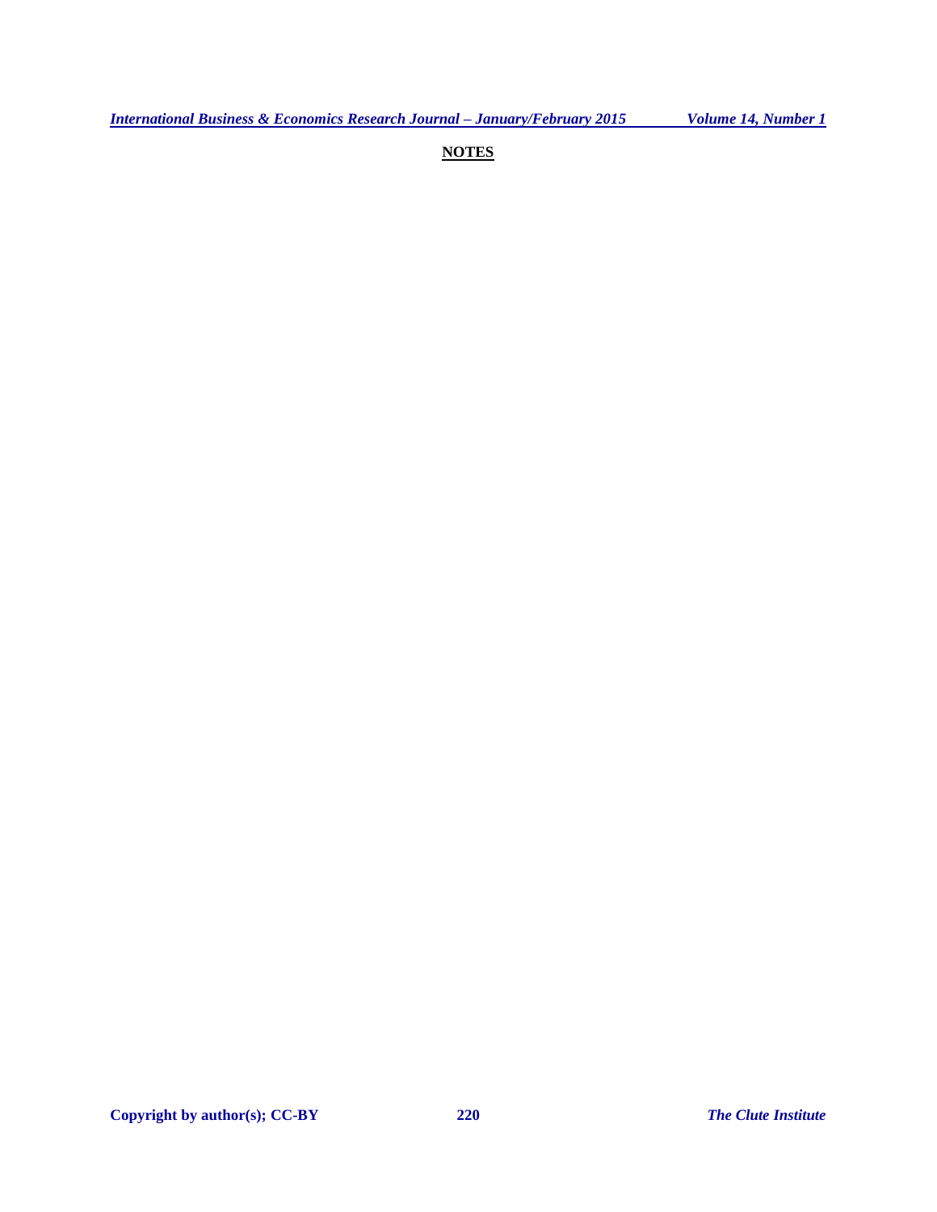**NOTES**